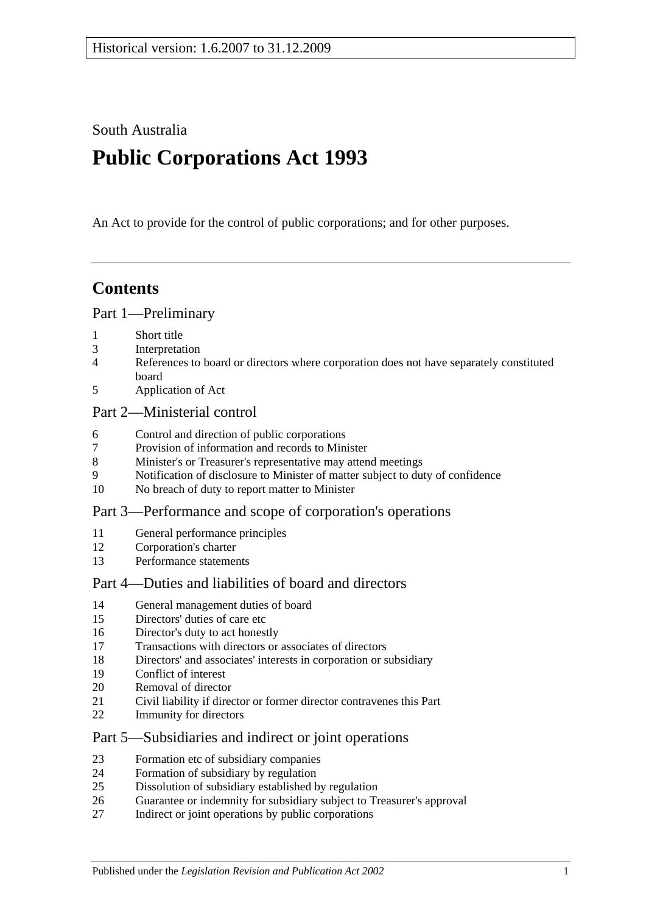Historical version: 1.6.2007 to 31.12.2009

South Australia

# Public Corporations Act 1993

An Act to provide for the control of public corporations; and for other purposes.

## Contents

### Part 1—Preliminary

1 Short title
3 Interpretation
4 References to board or directors where corporation does not have separately constituted board
5 Application of Act

### Part 2—Ministerial control

6 Control and direction of public corporations
7 Provision of information and records to Minister
8 Minister's or Treasurer's representative may attend meetings
9 Notification of disclosure to Minister of matter subject to duty of confidence
10 No breach of duty to report matter to Minister

### Part 3—Performance and scope of corporation's operations

11 General performance principles
12 Corporation's charter
13 Performance statements

### Part 4—Duties and liabilities of board and directors

14 General management duties of board
15 Directors' duties of care etc
16 Director's duty to act honestly
17 Transactions with directors or associates of directors
18 Directors' and associates' interests in corporation or subsidiary
19 Conflict of interest
20 Removal of director
21 Civil liability if director or former director contravenes this Part
22 Immunity for directors

### Part 5—Subsidiaries and indirect or joint operations

23 Formation etc of subsidiary companies
24 Formation of subsidiary by regulation
25 Dissolution of subsidiary established by regulation
26 Guarantee or indemnity for subsidiary subject to Treasurer's approval
27 Indirect or joint operations by public corporations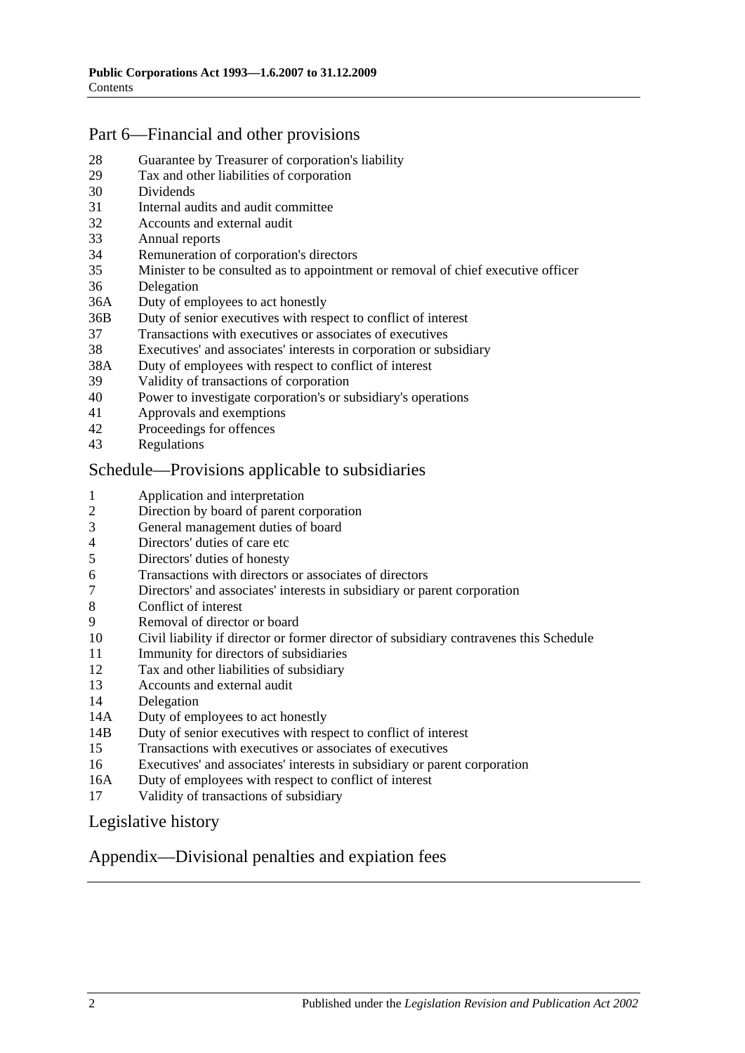## Part 6—Financial and other provisions

28 Guarantee by Treasurer of corporation's liability
29 Tax and other liabilities of corporation
30 Dividends
31 Internal audits and audit committee
32 Accounts and external audit
33 Annual reports
34 Remuneration of corporation's directors
35 Minister to be consulted as to appointment or removal of chief executive officer
36 Delegation
36A Duty of employees to act honestly
36B Duty of senior executives with respect to conflict of interest
37 Transactions with executives or associates of executives
38 Executives' and associates' interests in corporation or subsidiary
38A Duty of employees with respect to conflict of interest
39 Validity of transactions of corporation
40 Power to investigate corporation's or subsidiary's operations
41 Approvals and exemptions
42 Proceedings for offences
43 Regulations

## Schedule—Provisions applicable to subsidiaries

1 Application and interpretation
2 Direction by board of parent corporation
3 General management duties of board
4 Directors' duties of care etc
5 Directors' duties of honesty
6 Transactions with directors or associates of directors
7 Directors' and associates' interests in subsidiary or parent corporation
8 Conflict of interest
9 Removal of director or board
10 Civil liability if director or former director of subsidiary contravenes this Schedule
11 Immunity for directors of subsidiaries
12 Tax and other liabilities of subsidiary
13 Accounts and external audit
14 Delegation
14A Duty of employees to act honestly
14B Duty of senior executives with respect to conflict of interest
15 Transactions with executives or associates of executives
16 Executives' and associates' interests in subsidiary or parent corporation
16A Duty of employees with respect to conflict of interest
17 Validity of transactions of subsidiary

## Legislative history

## Appendix—Divisional penalties and expiation fees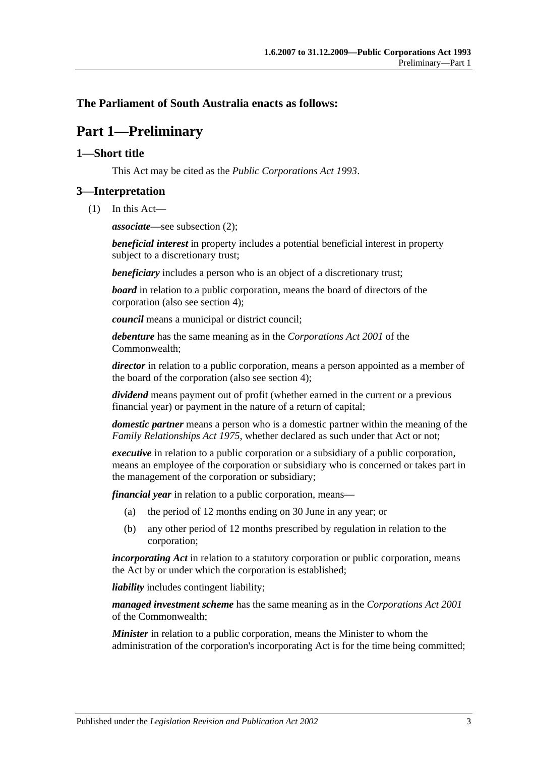**The Parliament of South Australia enacts as follows:**

# Part 1—Preliminary

## 1—Short title

This Act may be cited as the *Public Corporations Act 1993*.

## 3—Interpretation

(1) In this Act—

***associate***—see subsection (2);

***beneficial interest*** in property includes a potential beneficial interest in property subject to a discretionary trust;

***beneficiary*** includes a person who is an object of a discretionary trust;

***board*** in relation to a public corporation, means the board of directors of the corporation (also see section 4);

***council*** means a municipal or district council;

***debenture*** has the same meaning as in the *Corporations Act 2001* of the Commonwealth;

***director*** in relation to a public corporation, means a person appointed as a member of the board of the corporation (also see section 4);

***dividend*** means payment out of profit (whether earned in the current or a previous financial year) or payment in the nature of a return of capital;

***domestic partner*** means a person who is a domestic partner within the meaning of the *Family Relationships Act 1975*, whether declared as such under that Act or not;

***executive*** in relation to a public corporation or a subsidiary of a public corporation, means an employee of the corporation or subsidiary who is concerned or takes part in the management of the corporation or subsidiary;

***financial year*** in relation to a public corporation, means—

- (a) the period of 12 months ending on 30 June in any year; or
- (b) any other period of 12 months prescribed by regulation in relation to the corporation;

***incorporating Act*** in relation to a statutory corporation or public corporation, means the Act by or under which the corporation is established;

***liability*** includes contingent liability;

***managed investment scheme*** has the same meaning as in the *Corporations Act 2001* of the Commonwealth;

***Minister*** in relation to a public corporation, means the Minister to whom the administration of the corporation's incorporating Act is for the time being committed;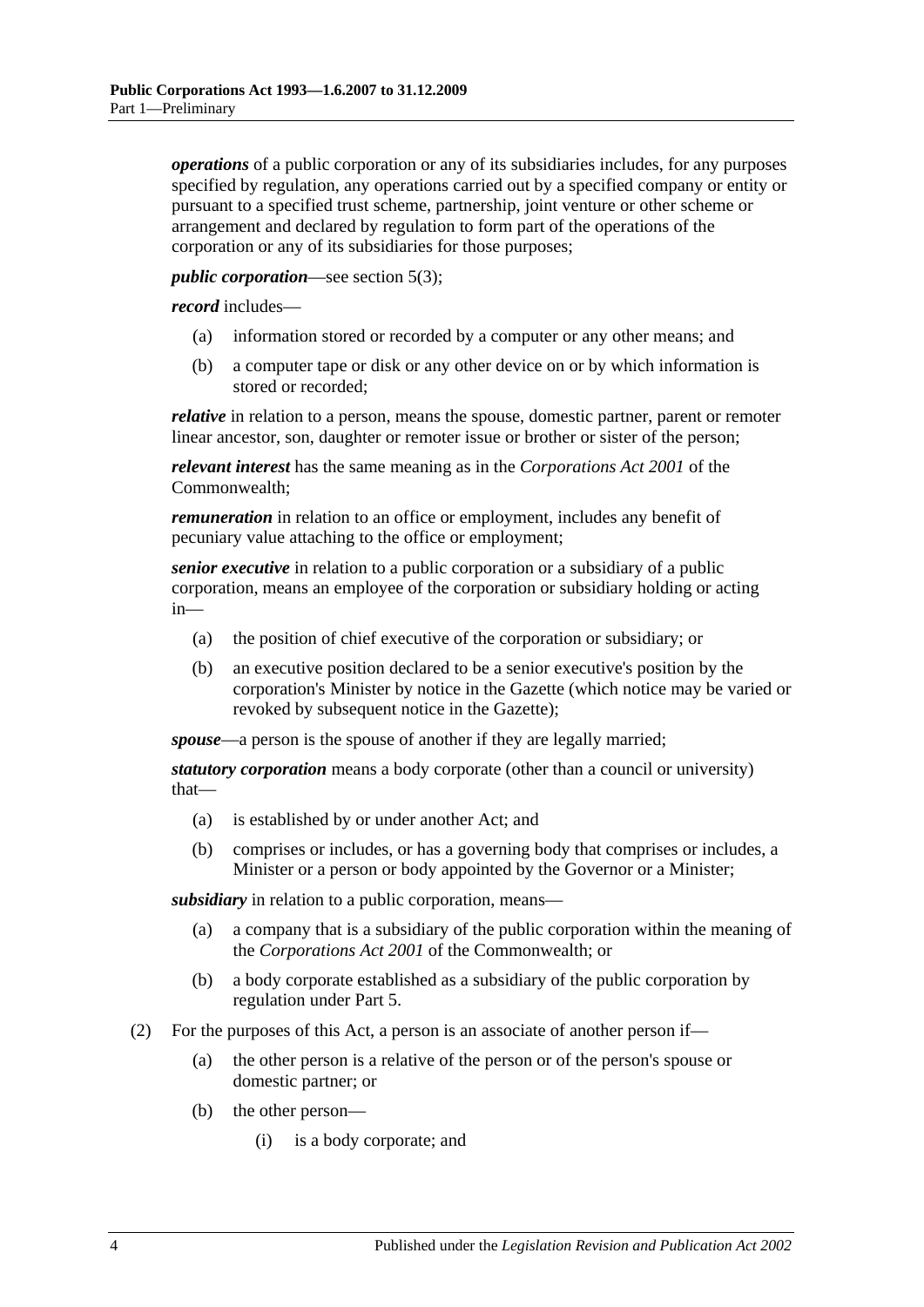***operations*** of a public corporation or any of its subsidiaries includes, for any purposes specified by regulation, any operations carried out by a specified company or entity or pursuant to a specified trust scheme, partnership, joint venture or other scheme or arrangement and declared by regulation to form part of the operations of the corporation or any of its subsidiaries for those purposes;

***public corporation***—see section 5(3);

***record*** includes—

- (a) information stored or recorded by a computer or any other means; and
- (b) a computer tape or disk or any other device on or by which information is stored or recorded;

***relative*** in relation to a person, means the spouse, domestic partner, parent or remoter linear ancestor, son, daughter or remoter issue or brother or sister of the person;

***relevant interest*** has the same meaning as in the *Corporations Act 2001* of the Commonwealth;

***remuneration*** in relation to an office or employment, includes any benefit of pecuniary value attaching to the office or employment;

***senior executive*** in relation to a public corporation or a subsidiary of a public corporation, means an employee of the corporation or subsidiary holding or acting in—

- (a) the position of chief executive of the corporation or subsidiary; or
- (b) an executive position declared to be a senior executive's position by the corporation's Minister by notice in the Gazette (which notice may be varied or revoked by subsequent notice in the Gazette);

***spouse***—a person is the spouse of another if they are legally married;

***statutory corporation*** means a body corporate (other than a council or university) that—

- (a) is established by or under another Act; and
- (b) comprises or includes, or has a governing body that comprises or includes, a Minister or a person or body appointed by the Governor or a Minister;

***subsidiary*** in relation to a public corporation, means—

- (a) a company that is a subsidiary of the public corporation within the meaning of the *Corporations Act 2001* of the Commonwealth; or
- (b) a body corporate established as a subsidiary of the public corporation by regulation under Part 5.

(2) For the purposes of this Act, a person is an associate of another person if—

- (a) the other person is a relative of the person or of the person's spouse or domestic partner; or
- (b) the other person—
  - (i) is a body corporate; and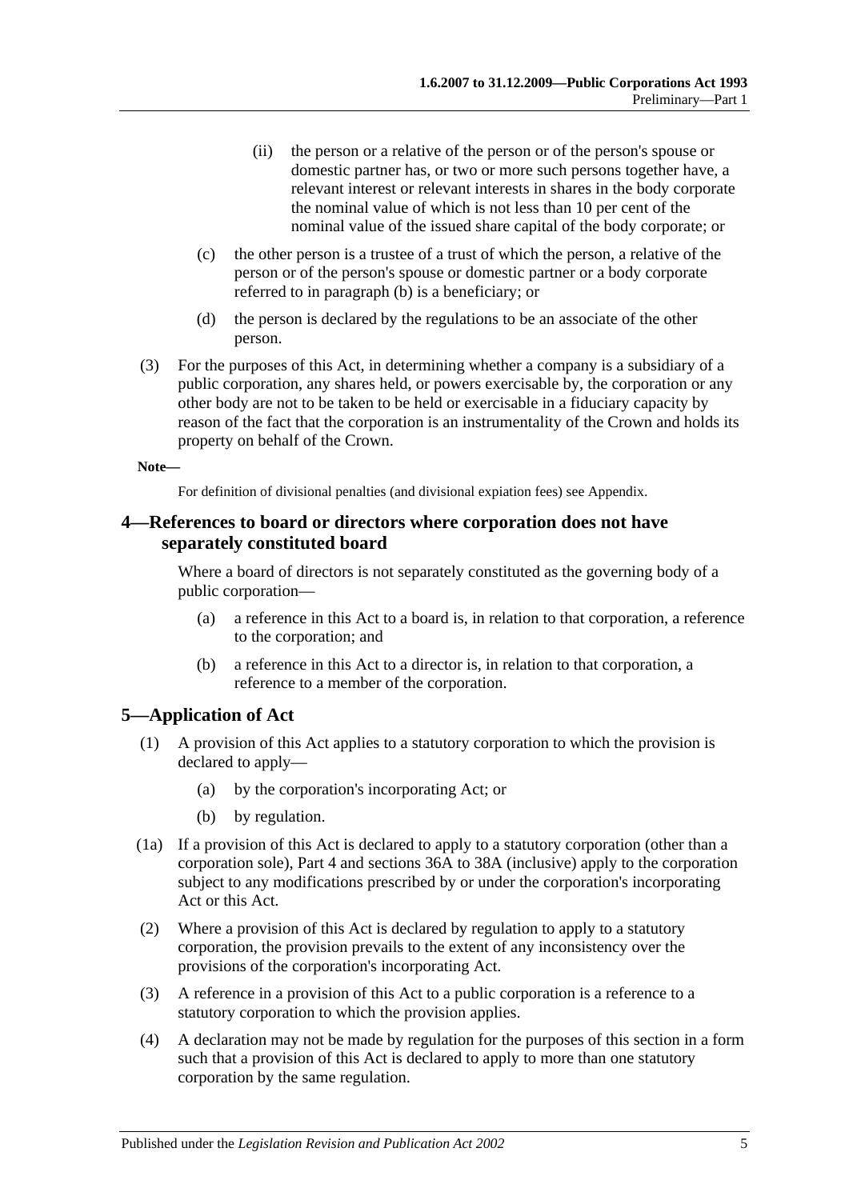(ii) the person or a relative of the person or of the person's spouse or domestic partner has, or two or more such persons together have, a relevant interest or relevant interests in shares in the body corporate the nominal value of which is not less than 10 per cent of the nominal value of the issued share capital of the body corporate; or

(c) the other person is a trustee of a trust of which the person, a relative of the person or of the person's spouse or domestic partner or a body corporate referred to in paragraph (b) is a beneficiary; or

(d) the person is declared by the regulations to be an associate of the other person.

(3) For the purposes of this Act, in determining whether a company is a subsidiary of a public corporation, any shares held, or powers exercisable by, the corporation or any other body are not to be taken to be held or exercisable in a fiduciary capacity by reason of the fact that the corporation is an instrumentality of the Crown and holds its property on behalf of the Crown.

**Note—**

For definition of divisional penalties (and divisional expiation fees) see Appendix.

## 4—References to board or directors where corporation does not have separately constituted board

Where a board of directors is not separately constituted as the governing body of a public corporation—

(a) a reference in this Act to a board is, in relation to that corporation, a reference to the corporation; and

(b) a reference in this Act to a director is, in relation to that corporation, a reference to a member of the corporation.

## 5—Application of Act

(1) A provision of this Act applies to a statutory corporation to which the provision is declared to apply—

(a) by the corporation's incorporating Act; or

(b) by regulation.

(1a) If a provision of this Act is declared to apply to a statutory corporation (other than a corporation sole), Part 4 and sections 36A to 38A (inclusive) apply to the corporation subject to any modifications prescribed by or under the corporation's incorporating Act or this Act.

(2) Where a provision of this Act is declared by regulation to apply to a statutory corporation, the provision prevails to the extent of any inconsistency over the provisions of the corporation's incorporating Act.

(3) A reference in a provision of this Act to a public corporation is a reference to a statutory corporation to which the provision applies.

(4) A declaration may not be made by regulation for the purposes of this section in a form such that a provision of this Act is declared to apply to more than one statutory corporation by the same regulation.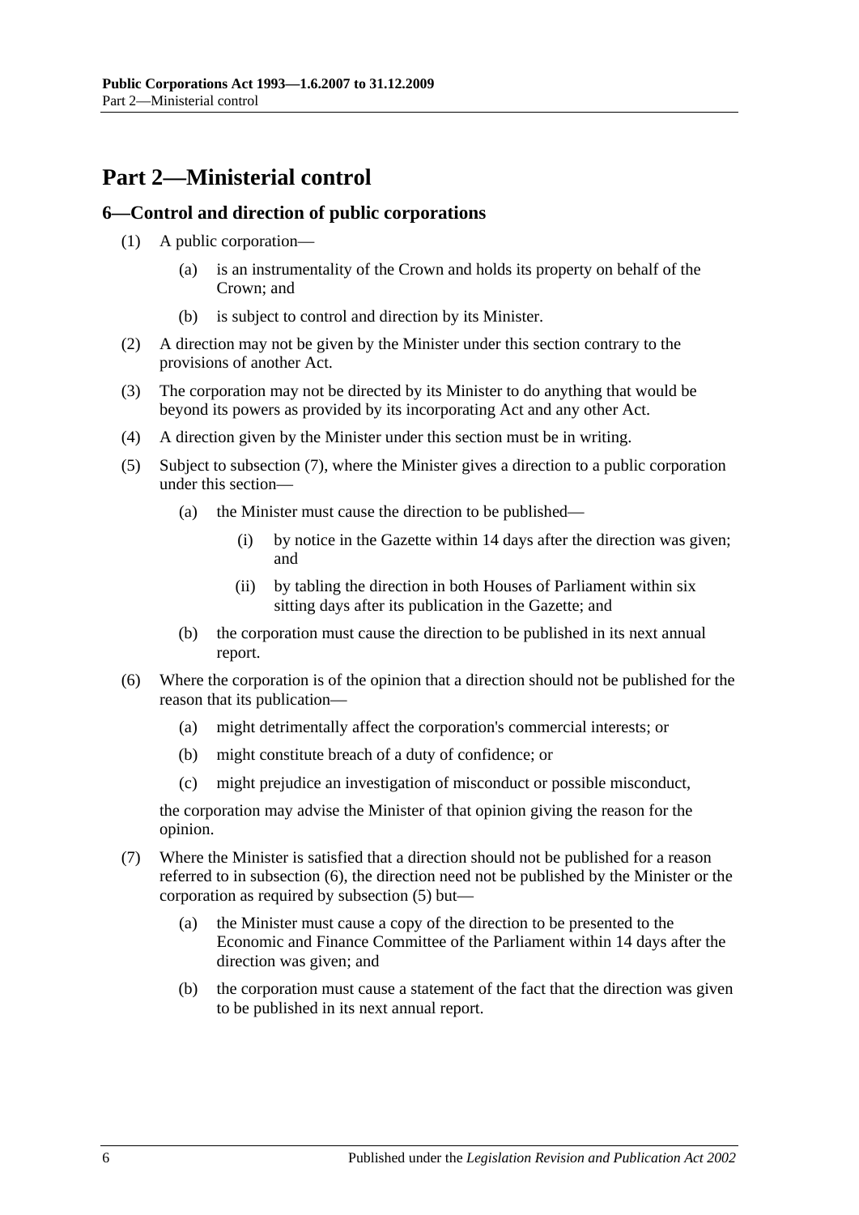# Part 2—Ministerial control

## 6—Control and direction of public corporations

(1) A public corporation—

(a) is an instrumentality of the Crown and holds its property on behalf of the Crown; and

(b) is subject to control and direction by its Minister.

(2) A direction may not be given by the Minister under this section contrary to the provisions of another Act.

(3) The corporation may not be directed by its Minister to do anything that would be beyond its powers as provided by its incorporating Act and any other Act.

(4) A direction given by the Minister under this section must be in writing.

(5) Subject to subsection (7), where the Minister gives a direction to a public corporation under this section—

(a) the Minister must cause the direction to be published—

(i) by notice in the Gazette within 14 days after the direction was given; and

(ii) by tabling the direction in both Houses of Parliament within six sitting days after its publication in the Gazette; and

(b) the corporation must cause the direction to be published in its next annual report.

(6) Where the corporation is of the opinion that a direction should not be published for the reason that its publication—

(a) might detrimentally affect the corporation's commercial interests; or

(b) might constitute breach of a duty of confidence; or

(c) might prejudice an investigation of misconduct or possible misconduct,

the corporation may advise the Minister of that opinion giving the reason for the opinion.

(7) Where the Minister is satisfied that a direction should not be published for a reason referred to in subsection (6), the direction need not be published by the Minister or the corporation as required by subsection (5) but—

(a) the Minister must cause a copy of the direction to be presented to the Economic and Finance Committee of the Parliament within 14 days after the direction was given; and

(b) the corporation must cause a statement of the fact that the direction was given to be published in its next annual report.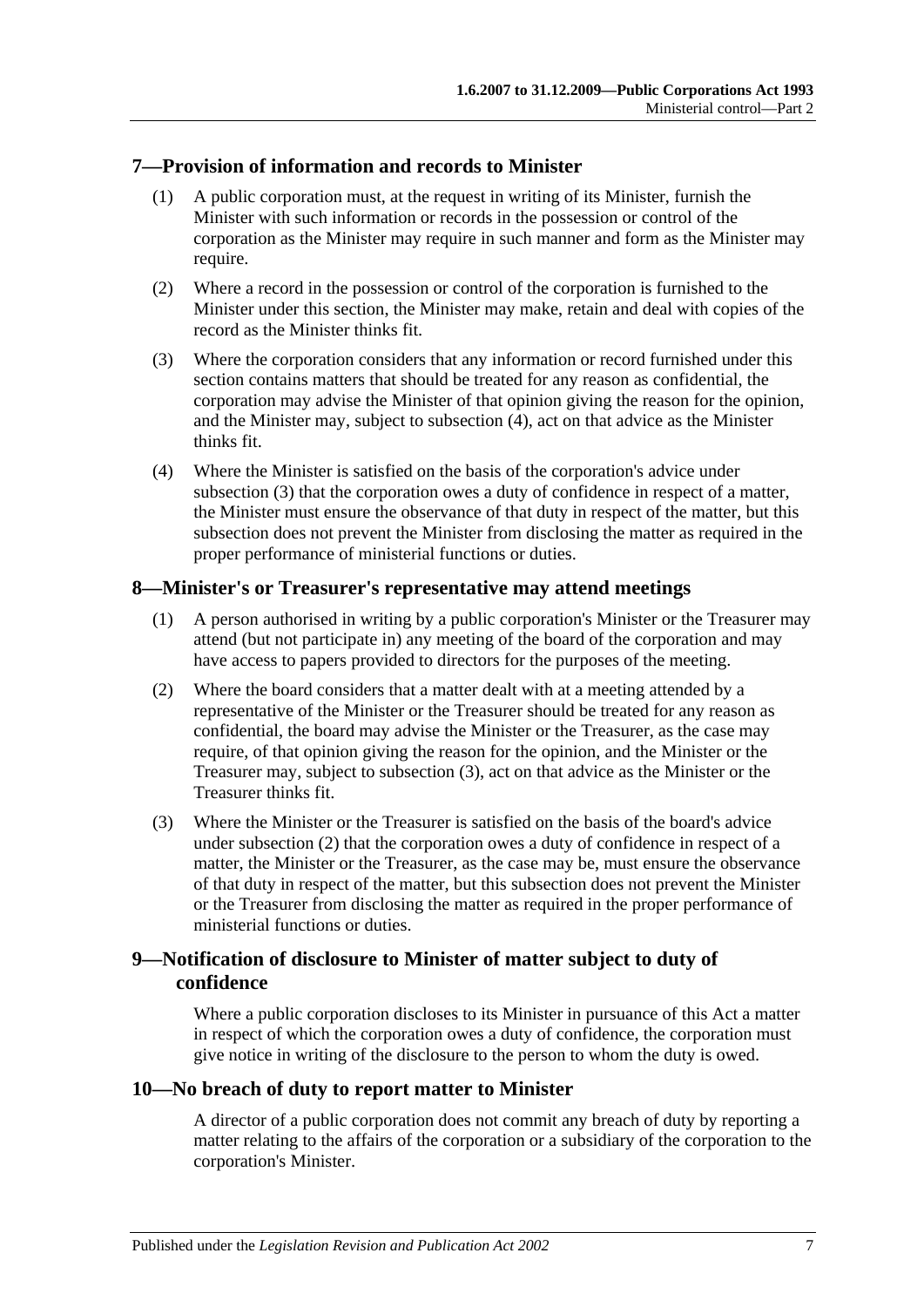## 7—Provision of information and records to Minister

(1) A public corporation must, at the request in writing of its Minister, furnish the Minister with such information or records in the possession or control of the corporation as the Minister may require in such manner and form as the Minister may require.

(2) Where a record in the possession or control of the corporation is furnished to the Minister under this section, the Minister may make, retain and deal with copies of the record as the Minister thinks fit.

(3) Where the corporation considers that any information or record furnished under this section contains matters that should be treated for any reason as confidential, the corporation may advise the Minister of that opinion giving the reason for the opinion, and the Minister may, subject to subsection (4), act on that advice as the Minister thinks fit.

(4) Where the Minister is satisfied on the basis of the corporation's advice under subsection (3) that the corporation owes a duty of confidence in respect of a matter, the Minister must ensure the observance of that duty in respect of the matter, but this subsection does not prevent the Minister from disclosing the matter as required in the proper performance of ministerial functions or duties.

## 8—Minister's or Treasurer's representative may attend meetings

(1) A person authorised in writing by a public corporation's Minister or the Treasurer may attend (but not participate in) any meeting of the board of the corporation and may have access to papers provided to directors for the purposes of the meeting.

(2) Where the board considers that a matter dealt with at a meeting attended by a representative of the Minister or the Treasurer should be treated for any reason as confidential, the board may advise the Minister or the Treasurer, as the case may require, of that opinion giving the reason for the opinion, and the Minister or the Treasurer may, subject to subsection (3), act on that advice as the Minister or the Treasurer thinks fit.

(3) Where the Minister or the Treasurer is satisfied on the basis of the board's advice under subsection (2) that the corporation owes a duty of confidence in respect of a matter, the Minister or the Treasurer, as the case may be, must ensure the observance of that duty in respect of the matter, but this subsection does not prevent the Minister or the Treasurer from disclosing the matter as required in the proper performance of ministerial functions or duties.

## 9—Notification of disclosure to Minister of matter subject to duty of confidence

Where a public corporation discloses to its Minister in pursuance of this Act a matter in respect of which the corporation owes a duty of confidence, the corporation must give notice in writing of the disclosure to the person to whom the duty is owed.

## 10—No breach of duty to report matter to Minister

A director of a public corporation does not commit any breach of duty by reporting a matter relating to the affairs of the corporation or a subsidiary of the corporation to the corporation's Minister.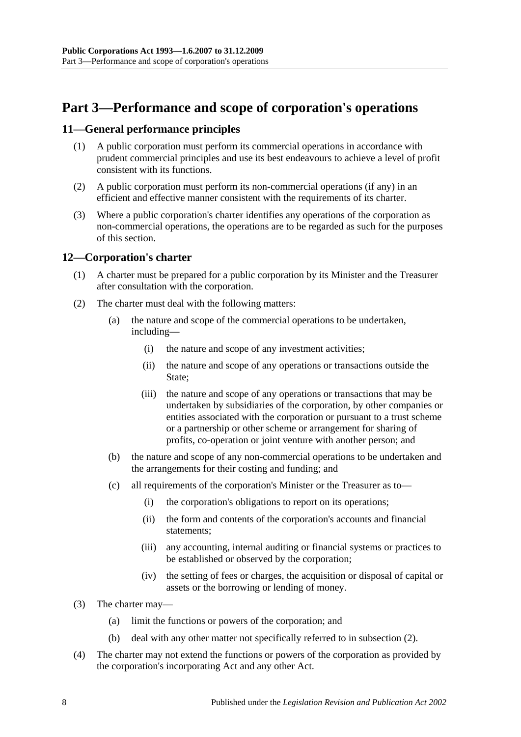# Part 3—Performance and scope of corporation's operations

## 11—General performance principles

(1) A public corporation must perform its commercial operations in accordance with prudent commercial principles and use its best endeavours to achieve a level of profit consistent with its functions.

(2) A public corporation must perform its non-commercial operations (if any) in an efficient and effective manner consistent with the requirements of its charter.

(3) Where a public corporation's charter identifies any operations of the corporation as non-commercial operations, the operations are to be regarded as such for the purposes of this section.

## 12—Corporation's charter

(1) A charter must be prepared for a public corporation by its Minister and the Treasurer after consultation with the corporation.

(2) The charter must deal with the following matters:

- (a) the nature and scope of the commercial operations to be undertaken, including—
  - (i) the nature and scope of any investment activities;
  - (ii) the nature and scope of any operations or transactions outside the State;
  - (iii) the nature and scope of any operations or transactions that may be undertaken by subsidiaries of the corporation, by other companies or entities associated with the corporation or pursuant to a trust scheme or a partnership or other scheme or arrangement for sharing of profits, co-operation or joint venture with another person; and
- (b) the nature and scope of any non-commercial operations to be undertaken and the arrangements for their costing and funding; and
- (c) all requirements of the corporation's Minister or the Treasurer as to—
  - (i) the corporation's obligations to report on its operations;
  - (ii) the form and contents of the corporation's accounts and financial statements;
  - (iii) any accounting, internal auditing or financial systems or practices to be established or observed by the corporation;
  - (iv) the setting of fees or charges, the acquisition or disposal of capital or assets or the borrowing or lending of money.

(3) The charter may—

- (a) limit the functions or powers of the corporation; and
- (b) deal with any other matter not specifically referred to in subsection (2).

(4) The charter may not extend the functions or powers of the corporation as provided by the corporation's incorporating Act and any other Act.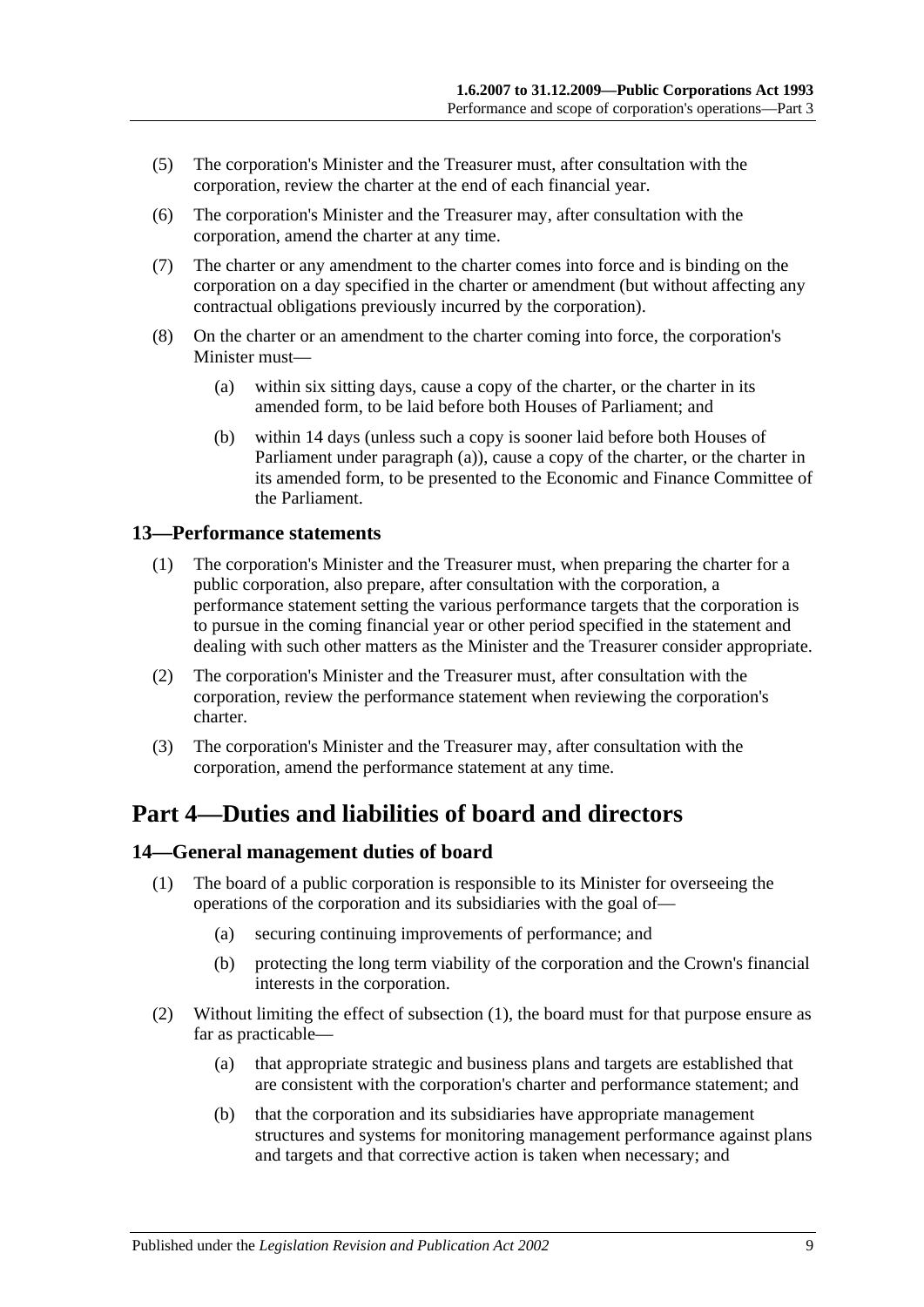(5) The corporation's Minister and the Treasurer must, after consultation with the corporation, review the charter at the end of each financial year.

(6) The corporation's Minister and the Treasurer may, after consultation with the corporation, amend the charter at any time.

(7) The charter or any amendment to the charter comes into force and is binding on the corporation on a day specified in the charter or amendment (but without affecting any contractual obligations previously incurred by the corporation).

(8) On the charter or an amendment to the charter coming into force, the corporation's Minister must—

(a) within six sitting days, cause a copy of the charter, or the charter in its amended form, to be laid before both Houses of Parliament; and

(b) within 14 days (unless such a copy is sooner laid before both Houses of Parliament under paragraph (a)), cause a copy of the charter, or the charter in its amended form, to be presented to the Economic and Finance Committee of the Parliament.

### 13—Performance statements

(1) The corporation's Minister and the Treasurer must, when preparing the charter for a public corporation, also prepare, after consultation with the corporation, a performance statement setting the various performance targets that the corporation is to pursue in the coming financial year or other period specified in the statement and dealing with such other matters as the Minister and the Treasurer consider appropriate.

(2) The corporation's Minister and the Treasurer must, after consultation with the corporation, review the performance statement when reviewing the corporation's charter.

(3) The corporation's Minister and the Treasurer may, after consultation with the corporation, amend the performance statement at any time.

## Part 4—Duties and liabilities of board and directors

### 14—General management duties of board

(1) The board of a public corporation is responsible to its Minister for overseeing the operations of the corporation and its subsidiaries with the goal of—

(a) securing continuing improvements of performance; and

(b) protecting the long term viability of the corporation and the Crown's financial interests in the corporation.

(2) Without limiting the effect of subsection (1), the board must for that purpose ensure as far as practicable—

(a) that appropriate strategic and business plans and targets are established that are consistent with the corporation's charter and performance statement; and

(b) that the corporation and its subsidiaries have appropriate management structures and systems for monitoring management performance against plans and targets and that corrective action is taken when necessary; and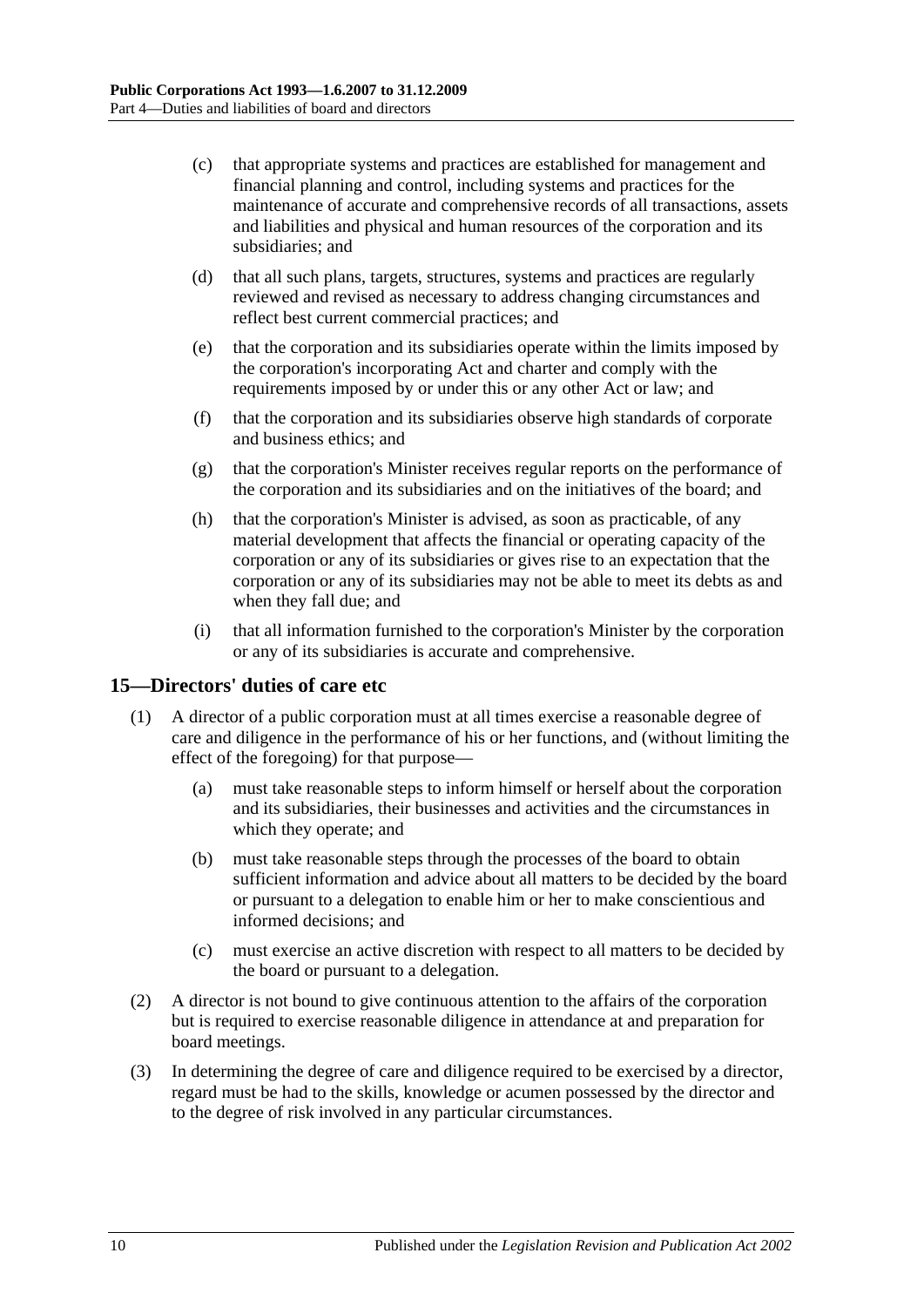(c) that appropriate systems and practices are established for management and financial planning and control, including systems and practices for the maintenance of accurate and comprehensive records of all transactions, assets and liabilities and physical and human resources of the corporation and its subsidiaries; and

(d) that all such plans, targets, structures, systems and practices are regularly reviewed and revised as necessary to address changing circumstances and reflect best current commercial practices; and

(e) that the corporation and its subsidiaries operate within the limits imposed by the corporation's incorporating Act and charter and comply with the requirements imposed by or under this or any other Act or law; and

(f) that the corporation and its subsidiaries observe high standards of corporate and business ethics; and

(g) that the corporation's Minister receives regular reports on the performance of the corporation and its subsidiaries and on the initiatives of the board; and

(h) that the corporation's Minister is advised, as soon as practicable, of any material development that affects the financial or operating capacity of the corporation or any of its subsidiaries or gives rise to an expectation that the corporation or any of its subsidiaries may not be able to meet its debts as and when they fall due; and

(i) that all information furnished to the corporation's Minister by the corporation or any of its subsidiaries is accurate and comprehensive.

## 15—Directors' duties of care etc

(1) A director of a public corporation must at all times exercise a reasonable degree of care and diligence in the performance of his or her functions, and (without limiting the effect of the foregoing) for that purpose—

(a) must take reasonable steps to inform himself or herself about the corporation and its subsidiaries, their businesses and activities and the circumstances in which they operate; and

(b) must take reasonable steps through the processes of the board to obtain sufficient information and advice about all matters to be decided by the board or pursuant to a delegation to enable him or her to make conscientious and informed decisions; and

(c) must exercise an active discretion with respect to all matters to be decided by the board or pursuant to a delegation.

(2) A director is not bound to give continuous attention to the affairs of the corporation but is required to exercise reasonable diligence in attendance at and preparation for board meetings.

(3) In determining the degree of care and diligence required to be exercised by a director, regard must be had to the skills, knowledge or acumen possessed by the director and to the degree of risk involved in any particular circumstances.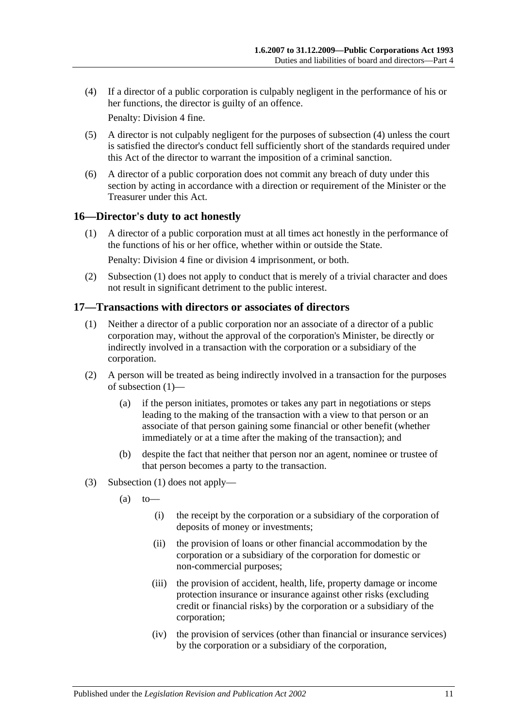(4) If a director of a public corporation is culpably negligent in the performance of his or her functions, the director is guilty of an offence.

Penalty: Division 4 fine.

(5) A director is not culpably negligent for the purposes of subsection (4) unless the court is satisfied the director's conduct fell sufficiently short of the standards required under this Act of the director to warrant the imposition of a criminal sanction.

(6) A director of a public corporation does not commit any breach of duty under this section by acting in accordance with a direction or requirement of the Minister or the Treasurer under this Act.

## 16—Director's duty to act honestly

(1) A director of a public corporation must at all times act honestly in the performance of the functions of his or her office, whether within or outside the State.

Penalty: Division 4 fine or division 4 imprisonment, or both.

(2) Subsection (1) does not apply to conduct that is merely of a trivial character and does not result in significant detriment to the public interest.

## 17—Transactions with directors or associates of directors

(1) Neither a director of a public corporation nor an associate of a director of a public corporation may, without the approval of the corporation's Minister, be directly or indirectly involved in a transaction with the corporation or a subsidiary of the corporation.

(2) A person will be treated as being indirectly involved in a transaction for the purposes of subsection (1)—

(a) if the person initiates, promotes or takes any part in negotiations or steps leading to the making of the transaction with a view to that person or an associate of that person gaining some financial or other benefit (whether immediately or at a time after the making of the transaction); and

(b) despite the fact that neither that person nor an agent, nominee or trustee of that person becomes a party to the transaction.

(3) Subsection (1) does not apply—

(a) to—

(i) the receipt by the corporation or a subsidiary of the corporation of deposits of money or investments;

(ii) the provision of loans or other financial accommodation by the corporation or a subsidiary of the corporation for domestic or non-commercial purposes;

(iii) the provision of accident, health, life, property damage or income protection insurance or insurance against other risks (excluding credit or financial risks) by the corporation or a subsidiary of the corporation;

(iv) the provision of services (other than financial or insurance services) by the corporation or a subsidiary of the corporation,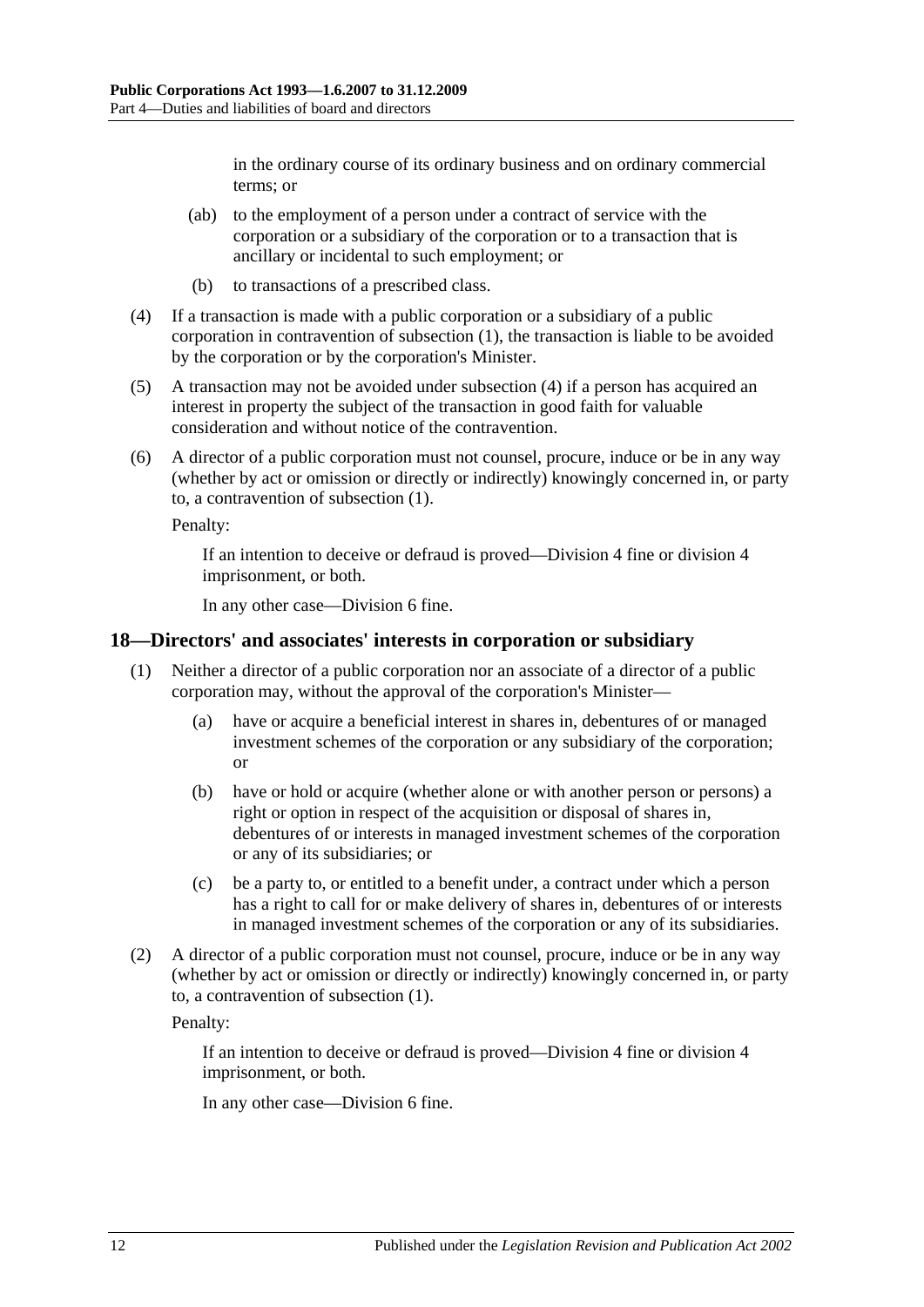in the ordinary course of its ordinary business and on ordinary commercial terms; or

(ab) to the employment of a person under a contract of service with the corporation or a subsidiary of the corporation or to a transaction that is ancillary or incidental to such employment; or

(b) to transactions of a prescribed class.

(4) If a transaction is made with a public corporation or a subsidiary of a public corporation in contravention of subsection (1), the transaction is liable to be avoided by the corporation or by the corporation's Minister.

(5) A transaction may not be avoided under subsection (4) if a person has acquired an interest in property the subject of the transaction in good faith for valuable consideration and without notice of the contravention.

(6) A director of a public corporation must not counsel, procure, induce or be in any way (whether by act or omission or directly or indirectly) knowingly concerned in, or party to, a contravention of subsection (1).

Penalty:

If an intention to deceive or defraud is proved—Division 4 fine or division 4 imprisonment, or both.

In any other case—Division 6 fine.

## 18—Directors' and associates' interests in corporation or subsidiary

(1) Neither a director of a public corporation nor an associate of a director of a public corporation may, without the approval of the corporation's Minister—

(a) have or acquire a beneficial interest in shares in, debentures of or managed investment schemes of the corporation or any subsidiary of the corporation; or

(b) have or hold or acquire (whether alone or with another person or persons) a right or option in respect of the acquisition or disposal of shares in, debentures of or interests in managed investment schemes of the corporation or any of its subsidiaries; or

(c) be a party to, or entitled to a benefit under, a contract under which a person has a right to call for or make delivery of shares in, debentures of or interests in managed investment schemes of the corporation or any of its subsidiaries.

(2) A director of a public corporation must not counsel, procure, induce or be in any way (whether by act or omission or directly or indirectly) knowingly concerned in, or party to, a contravention of subsection (1).

Penalty:

If an intention to deceive or defraud is proved—Division 4 fine or division 4 imprisonment, or both.

In any other case—Division 6 fine.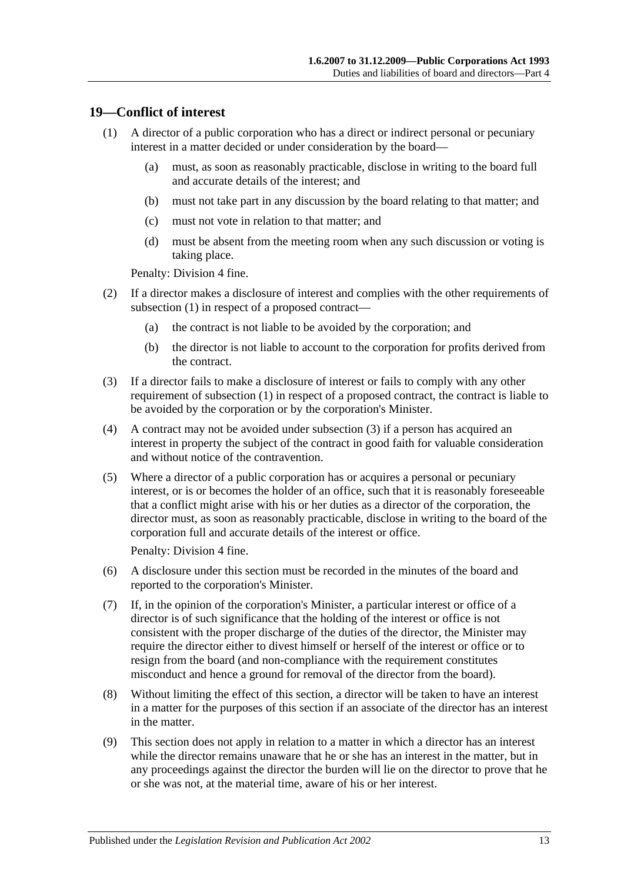## 19—Conflict of interest

(1) A director of a public corporation who has a direct or indirect personal or pecuniary interest in a matter decided or under consideration by the board—

(a) must, as soon as reasonably practicable, disclose in writing to the board full and accurate details of the interest; and

(b) must not take part in any discussion by the board relating to that matter; and

(c) must not vote in relation to that matter; and

(d) must be absent from the meeting room when any such discussion or voting is taking place.

Penalty: Division 4 fine.

(2) If a director makes a disclosure of interest and complies with the other requirements of subsection (1) in respect of a proposed contract—

(a) the contract is not liable to be avoided by the corporation; and

(b) the director is not liable to account to the corporation for profits derived from the contract.

(3) If a director fails to make a disclosure of interest or fails to comply with any other requirement of subsection (1) in respect of a proposed contract, the contract is liable to be avoided by the corporation or by the corporation's Minister.

(4) A contract may not be avoided under subsection (3) if a person has acquired an interest in property the subject of the contract in good faith for valuable consideration and without notice of the contravention.

(5) Where a director of a public corporation has or acquires a personal or pecuniary interest, or is or becomes the holder of an office, such that it is reasonably foreseeable that a conflict might arise with his or her duties as a director of the corporation, the director must, as soon as reasonably practicable, disclose in writing to the board of the corporation full and accurate details of the interest or office.

Penalty: Division 4 fine.

(6) A disclosure under this section must be recorded in the minutes of the board and reported to the corporation's Minister.

(7) If, in the opinion of the corporation's Minister, a particular interest or office of a director is of such significance that the holding of the interest or office is not consistent with the proper discharge of the duties of the director, the Minister may require the director either to divest himself or herself of the interest or office or to resign from the board (and non-compliance with the requirement constitutes misconduct and hence a ground for removal of the director from the board).

(8) Without limiting the effect of this section, a director will be taken to have an interest in a matter for the purposes of this section if an associate of the director has an interest in the matter.

(9) This section does not apply in relation to a matter in which a director has an interest while the director remains unaware that he or she has an interest in the matter, but in any proceedings against the director the burden will lie on the director to prove that he or she was not, at the material time, aware of his or her interest.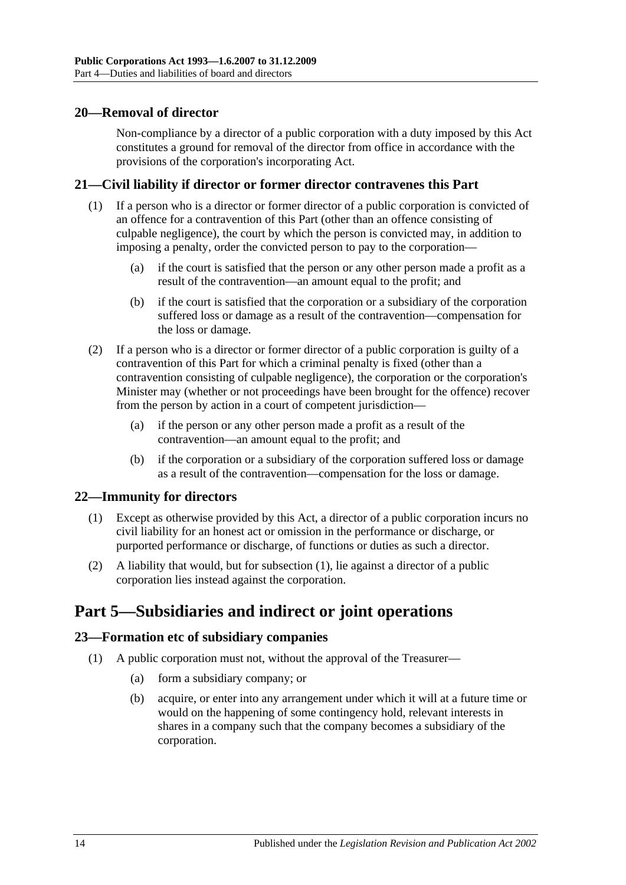## 20—Removal of director

Non-compliance by a director of a public corporation with a duty imposed by this Act constitutes a ground for removal of the director from office in accordance with the provisions of the corporation's incorporating Act.

## 21—Civil liability if director or former director contravenes this Part

(1) If a person who is a director or former director of a public corporation is convicted of an offence for a contravention of this Part (other than an offence consisting of culpable negligence), the court by which the person is convicted may, in addition to imposing a penalty, order the convicted person to pay to the corporation—

(a) if the court is satisfied that the person or any other person made a profit as a result of the contravention—an amount equal to the profit; and

(b) if the court is satisfied that the corporation or a subsidiary of the corporation suffered loss or damage as a result of the contravention—compensation for the loss or damage.

(2) If a person who is a director or former director of a public corporation is guilty of a contravention of this Part for which a criminal penalty is fixed (other than a contravention consisting of culpable negligence), the corporation or the corporation's Minister may (whether or not proceedings have been brought for the offence) recover from the person by action in a court of competent jurisdiction—

(a) if the person or any other person made a profit as a result of the contravention—an amount equal to the profit; and

(b) if the corporation or a subsidiary of the corporation suffered loss or damage as a result of the contravention—compensation for the loss or damage.

## 22—Immunity for directors

(1) Except as otherwise provided by this Act, a director of a public corporation incurs no civil liability for an honest act or omission in the performance or discharge, or purported performance or discharge, of functions or duties as such a director.

(2) A liability that would, but for subsection (1), lie against a director of a public corporation lies instead against the corporation.

# Part 5—Subsidiaries and indirect or joint operations

## 23—Formation etc of subsidiary companies

(1) A public corporation must not, without the approval of the Treasurer—

(a) form a subsidiary company; or

(b) acquire, or enter into any arrangement under which it will at a future time or would on the happening of some contingency hold, relevant interests in shares in a company such that the company becomes a subsidiary of the corporation.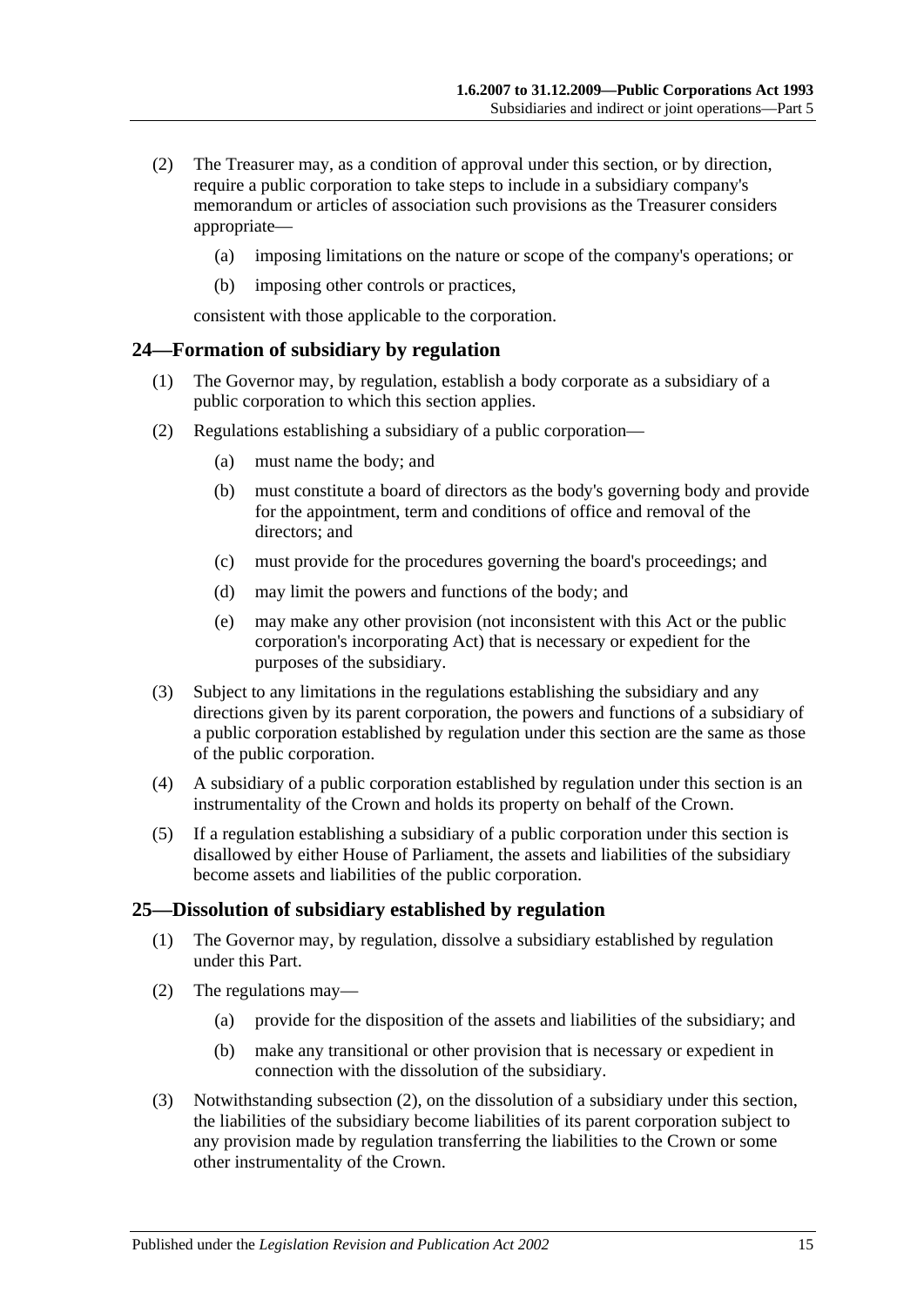(2) The Treasurer may, as a condition of approval under this section, or by direction, require a public corporation to take steps to include in a subsidiary company's memorandum or articles of association such provisions as the Treasurer considers appropriate—

(a) imposing limitations on the nature or scope of the company's operations; or

(b) imposing other controls or practices,

consistent with those applicable to the corporation.

## 24—Formation of subsidiary by regulation

(1) The Governor may, by regulation, establish a body corporate as a subsidiary of a public corporation to which this section applies.

(2) Regulations establishing a subsidiary of a public corporation—

(a) must name the body; and

(b) must constitute a board of directors as the body's governing body and provide for the appointment, term and conditions of office and removal of the directors; and

(c) must provide for the procedures governing the board's proceedings; and

(d) may limit the powers and functions of the body; and

(e) may make any other provision (not inconsistent with this Act or the public corporation's incorporating Act) that is necessary or expedient for the purposes of the subsidiary.

(3) Subject to any limitations in the regulations establishing the subsidiary and any directions given by its parent corporation, the powers and functions of a subsidiary of a public corporation established by regulation under this section are the same as those of the public corporation.

(4) A subsidiary of a public corporation established by regulation under this section is an instrumentality of the Crown and holds its property on behalf of the Crown.

(5) If a regulation establishing a subsidiary of a public corporation under this section is disallowed by either House of Parliament, the assets and liabilities of the subsidiary become assets and liabilities of the public corporation.

## 25—Dissolution of subsidiary established by regulation

(1) The Governor may, by regulation, dissolve a subsidiary established by regulation under this Part.

(2) The regulations may—

(a) provide for the disposition of the assets and liabilities of the subsidiary; and

(b) make any transitional or other provision that is necessary or expedient in connection with the dissolution of the subsidiary.

(3) Notwithstanding subsection (2), on the dissolution of a subsidiary under this section, the liabilities of the subsidiary become liabilities of its parent corporation subject to any provision made by regulation transferring the liabilities to the Crown or some other instrumentality of the Crown.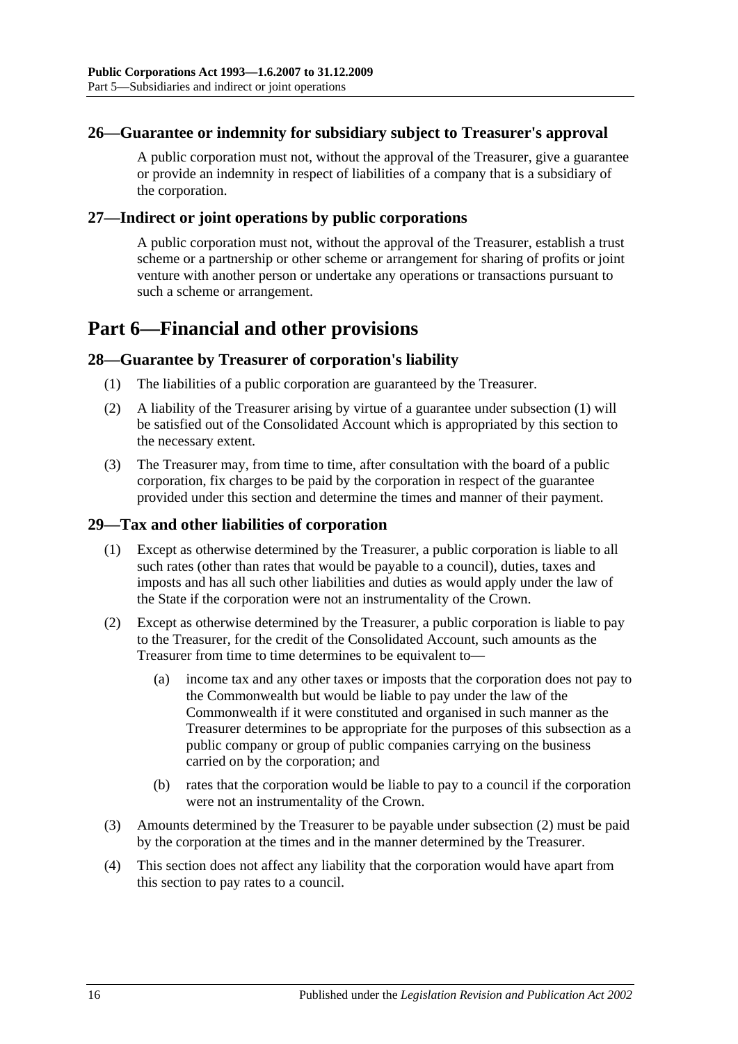## 26—Guarantee or indemnity for subsidiary subject to Treasurer's approval

A public corporation must not, without the approval of the Treasurer, give a guarantee or provide an indemnity in respect of liabilities of a company that is a subsidiary of the corporation.

## 27—Indirect or joint operations by public corporations

A public corporation must not, without the approval of the Treasurer, establish a trust scheme or a partnership or other scheme or arrangement for sharing of profits or joint venture with another person or undertake any operations or transactions pursuant to such a scheme or arrangement.

# Part 6—Financial and other provisions

## 28—Guarantee by Treasurer of corporation's liability

(1) The liabilities of a public corporation are guaranteed by the Treasurer.

(2) A liability of the Treasurer arising by virtue of a guarantee under subsection (1) will be satisfied out of the Consolidated Account which is appropriated by this section to the necessary extent.

(3) The Treasurer may, from time to time, after consultation with the board of a public corporation, fix charges to be paid by the corporation in respect of the guarantee provided under this section and determine the times and manner of their payment.

## 29—Tax and other liabilities of corporation

(1) Except as otherwise determined by the Treasurer, a public corporation is liable to all such rates (other than rates that would be payable to a council), duties, taxes and imposts and has all such other liabilities and duties as would apply under the law of the State if the corporation were not an instrumentality of the Crown.

(2) Except as otherwise determined by the Treasurer, a public corporation is liable to pay to the Treasurer, for the credit of the Consolidated Account, such amounts as the Treasurer from time to time determines to be equivalent to—

(a) income tax and any other taxes or imposts that the corporation does not pay to the Commonwealth but would be liable to pay under the law of the Commonwealth if it were constituted and organised in such manner as the Treasurer determines to be appropriate for the purposes of this subsection as a public company or group of public companies carrying on the business carried on by the corporation; and

(b) rates that the corporation would be liable to pay to a council if the corporation were not an instrumentality of the Crown.

(3) Amounts determined by the Treasurer to be payable under subsection (2) must be paid by the corporation at the times and in the manner determined by the Treasurer.

(4) This section does not affect any liability that the corporation would have apart from this section to pay rates to a council.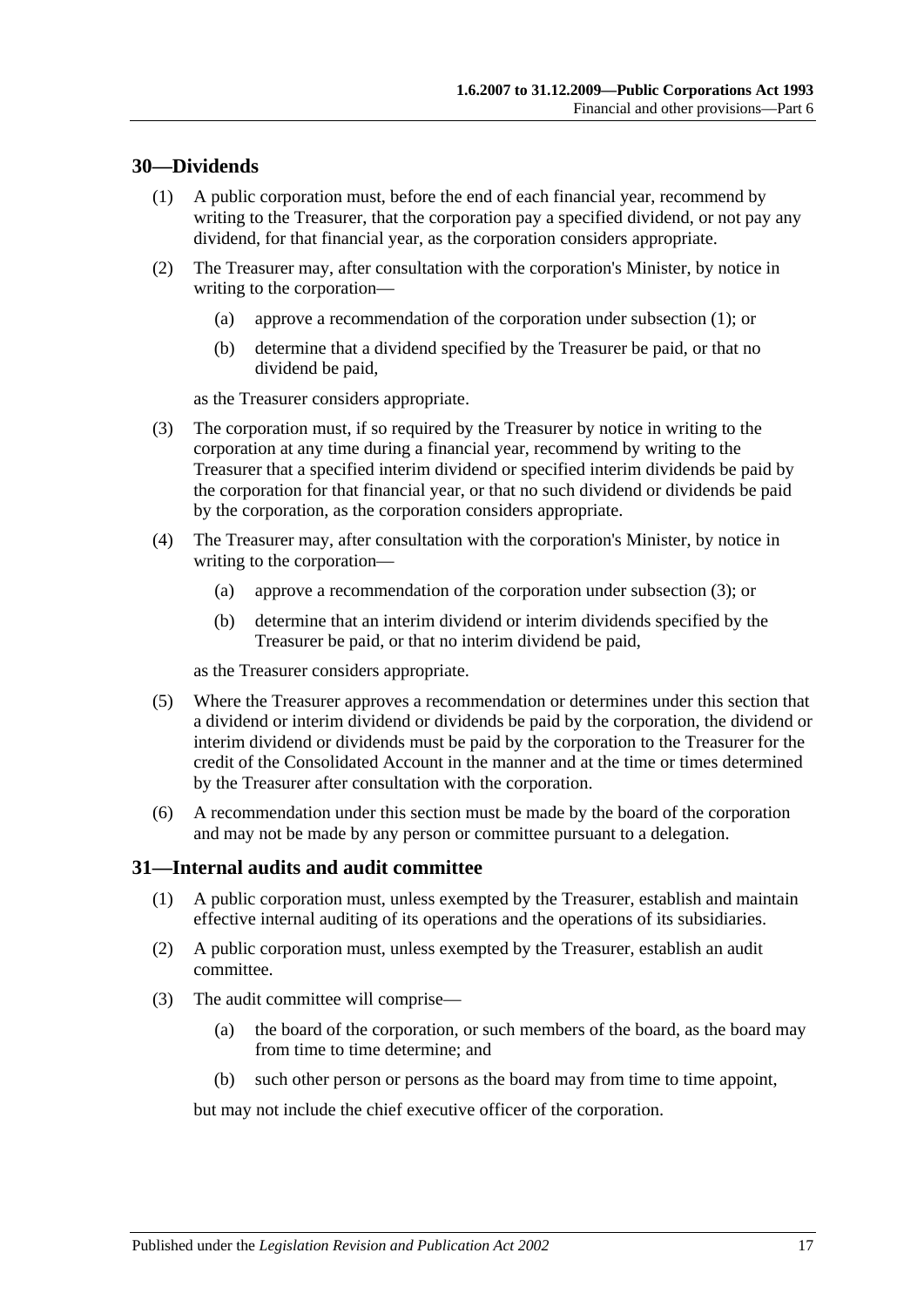## 30—Dividends

(1) A public corporation must, before the end of each financial year, recommend by writing to the Treasurer, that the corporation pay a specified dividend, or not pay any dividend, for that financial year, as the corporation considers appropriate.

(2) The Treasurer may, after consultation with the corporation's Minister, by notice in writing to the corporation—

(a) approve a recommendation of the corporation under subsection (1); or

(b) determine that a dividend specified by the Treasurer be paid, or that no dividend be paid,

as the Treasurer considers appropriate.

(3) The corporation must, if so required by the Treasurer by notice in writing to the corporation at any time during a financial year, recommend by writing to the Treasurer that a specified interim dividend or specified interim dividends be paid by the corporation for that financial year, or that no such dividend or dividends be paid by the corporation, as the corporation considers appropriate.

(4) The Treasurer may, after consultation with the corporation's Minister, by notice in writing to the corporation—

(a) approve a recommendation of the corporation under subsection (3); or

(b) determine that an interim dividend or interim dividends specified by the Treasurer be paid, or that no interim dividend be paid,

as the Treasurer considers appropriate.

(5) Where the Treasurer approves a recommendation or determines under this section that a dividend or interim dividend or dividends be paid by the corporation, the dividend or interim dividend or dividends must be paid by the corporation to the Treasurer for the credit of the Consolidated Account in the manner and at the time or times determined by the Treasurer after consultation with the corporation.

(6) A recommendation under this section must be made by the board of the corporation and may not be made by any person or committee pursuant to a delegation.

## 31—Internal audits and audit committee

(1) A public corporation must, unless exempted by the Treasurer, establish and maintain effective internal auditing of its operations and the operations of its subsidiaries.

(2) A public corporation must, unless exempted by the Treasurer, establish an audit committee.

(3) The audit committee will comprise—

(a) the board of the corporation, or such members of the board, as the board may from time to time determine; and

(b) such other person or persons as the board may from time to time appoint,

but may not include the chief executive officer of the corporation.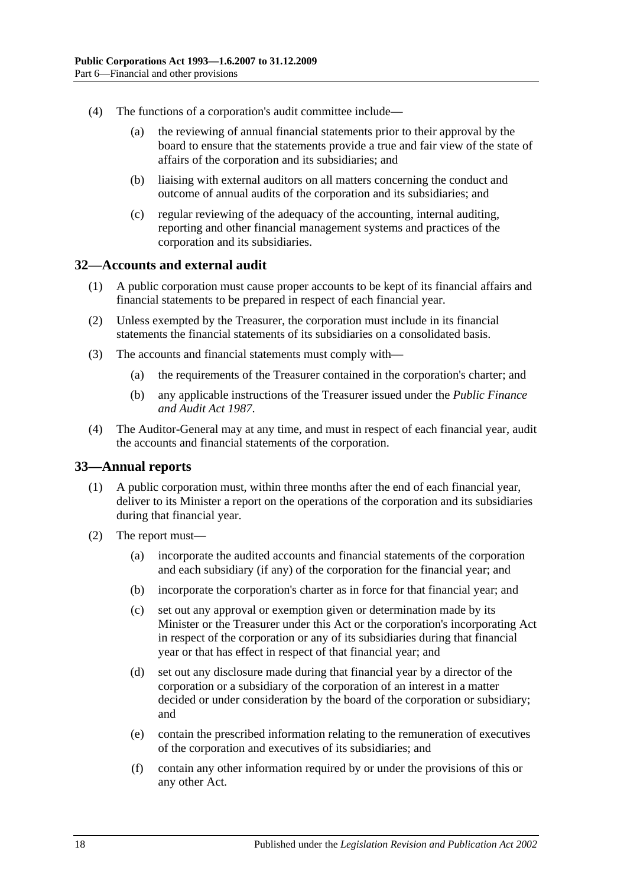(4) The functions of a corporation's audit committee include—

(a) the reviewing of annual financial statements prior to their approval by the board to ensure that the statements provide a true and fair view of the state of affairs of the corporation and its subsidiaries; and

(b) liaising with external auditors on all matters concerning the conduct and outcome of annual audits of the corporation and its subsidiaries; and

(c) regular reviewing of the adequacy of the accounting, internal auditing, reporting and other financial management systems and practices of the corporation and its subsidiaries.

## 32—Accounts and external audit

(1) A public corporation must cause proper accounts to be kept of its financial affairs and financial statements to be prepared in respect of each financial year.

(2) Unless exempted by the Treasurer, the corporation must include in its financial statements the financial statements of its subsidiaries on a consolidated basis.

(3) The accounts and financial statements must comply with—

(a) the requirements of the Treasurer contained in the corporation's charter; and

(b) any applicable instructions of the Treasurer issued under the *Public Finance and Audit Act 1987*.

(4) The Auditor-General may at any time, and must in respect of each financial year, audit the accounts and financial statements of the corporation.

## 33—Annual reports

(1) A public corporation must, within three months after the end of each financial year, deliver to its Minister a report on the operations of the corporation and its subsidiaries during that financial year.

(2) The report must—

(a) incorporate the audited accounts and financial statements of the corporation and each subsidiary (if any) of the corporation for the financial year; and

(b) incorporate the corporation's charter as in force for that financial year; and

(c) set out any approval or exemption given or determination made by its Minister or the Treasurer under this Act or the corporation's incorporating Act in respect of the corporation or any of its subsidiaries during that financial year or that has effect in respect of that financial year; and

(d) set out any disclosure made during that financial year by a director of the corporation or a subsidiary of the corporation of an interest in a matter decided or under consideration by the board of the corporation or subsidiary; and

(e) contain the prescribed information relating to the remuneration of executives of the corporation and executives of its subsidiaries; and

(f) contain any other information required by or under the provisions of this or any other Act.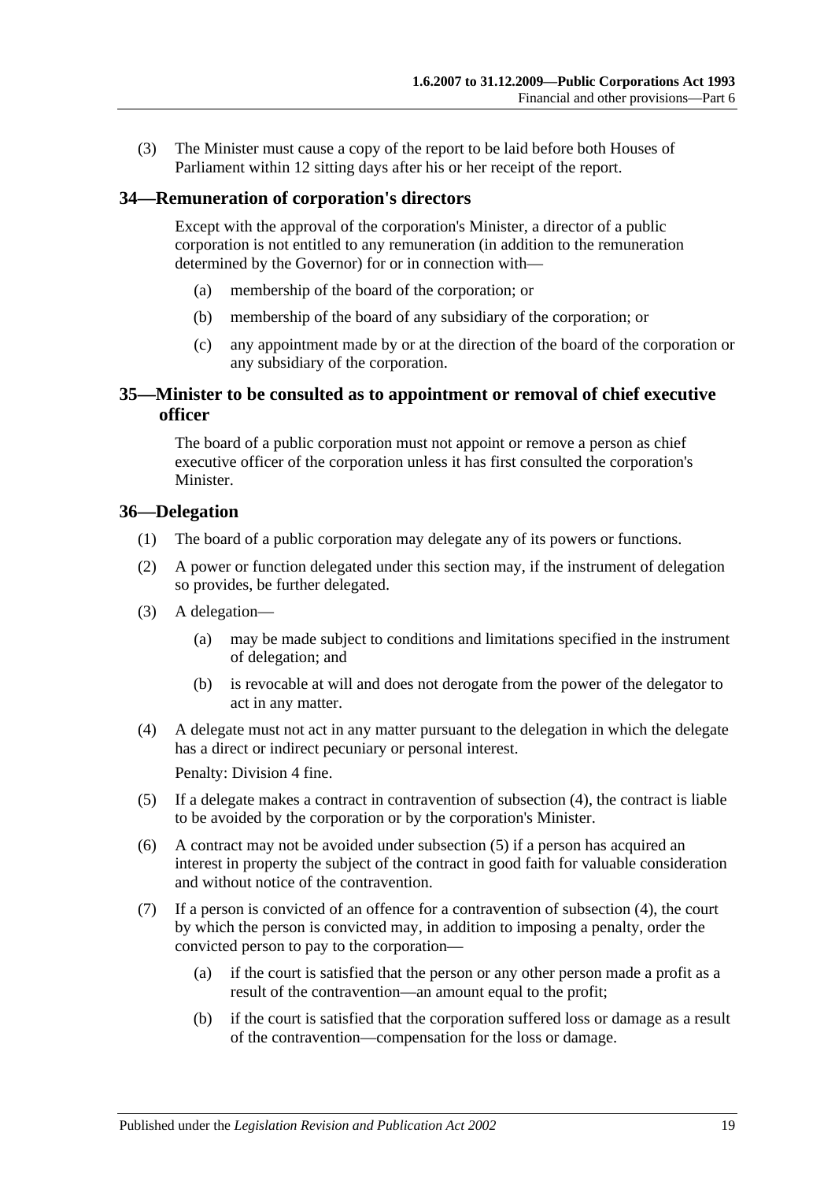(3) The Minister must cause a copy of the report to be laid before both Houses of Parliament within 12 sitting days after his or her receipt of the report.

## 34—Remuneration of corporation's directors

Except with the approval of the corporation's Minister, a director of a public corporation is not entitled to any remuneration (in addition to the remuneration determined by the Governor) for or in connection with—

(a) membership of the board of the corporation; or

(b) membership of the board of any subsidiary of the corporation; or

(c) any appointment made by or at the direction of the board of the corporation or any subsidiary of the corporation.

## 35—Minister to be consulted as to appointment or removal of chief executive officer

The board of a public corporation must not appoint or remove a person as chief executive officer of the corporation unless it has first consulted the corporation's Minister.

## 36—Delegation

(1) The board of a public corporation may delegate any of its powers or functions.

(2) A power or function delegated under this section may, if the instrument of delegation so provides, be further delegated.

(3) A delegation—

(a) may be made subject to conditions and limitations specified in the instrument of delegation; and

(b) is revocable at will and does not derogate from the power of the delegator to act in any matter.

(4) A delegate must not act in any matter pursuant to the delegation in which the delegate has a direct or indirect pecuniary or personal interest.

Penalty: Division 4 fine.

(5) If a delegate makes a contract in contravention of subsection (4), the contract is liable to be avoided by the corporation or by the corporation's Minister.

(6) A contract may not be avoided under subsection (5) if a person has acquired an interest in property the subject of the contract in good faith for valuable consideration and without notice of the contravention.

(7) If a person is convicted of an offence for a contravention of subsection (4), the court by which the person is convicted may, in addition to imposing a penalty, order the convicted person to pay to the corporation—

(a) if the court is satisfied that the person or any other person made a profit as a result of the contravention—an amount equal to the profit;

(b) if the court is satisfied that the corporation suffered loss or damage as a result of the contravention—compensation for the loss or damage.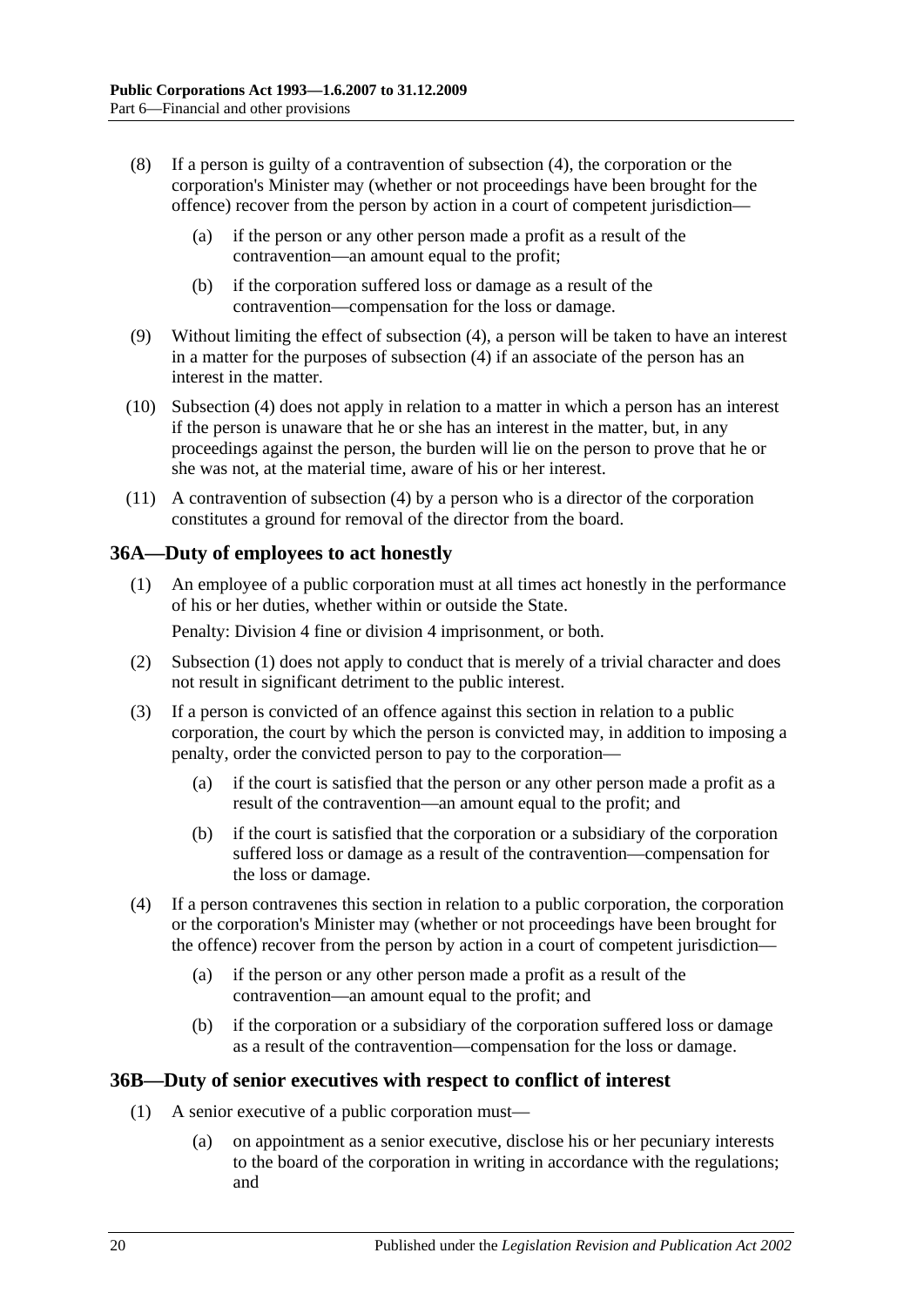(8) If a person is guilty of a contravention of subsection (4), the corporation or the corporation's Minister may (whether or not proceedings have been brought for the offence) recover from the person by action in a court of competent jurisdiction—

(a) if the person or any other person made a profit as a result of the contravention—an amount equal to the profit;

(b) if the corporation suffered loss or damage as a result of the contravention—compensation for the loss or damage.

(9) Without limiting the effect of subsection (4), a person will be taken to have an interest in a matter for the purposes of subsection (4) if an associate of the person has an interest in the matter.

(10) Subsection (4) does not apply in relation to a matter in which a person has an interest if the person is unaware that he or she has an interest in the matter, but, in any proceedings against the person, the burden will lie on the person to prove that he or she was not, at the material time, aware of his or her interest.

(11) A contravention of subsection (4) by a person who is a director of the corporation constitutes a ground for removal of the director from the board.

## 36A—Duty of employees to act honestly

(1) An employee of a public corporation must at all times act honestly in the performance of his or her duties, whether within or outside the State.

Penalty: Division 4 fine or division 4 imprisonment, or both.

(2) Subsection (1) does not apply to conduct that is merely of a trivial character and does not result in significant detriment to the public interest.

(3) If a person is convicted of an offence against this section in relation to a public corporation, the court by which the person is convicted may, in addition to imposing a penalty, order the convicted person to pay to the corporation—

(a) if the court is satisfied that the person or any other person made a profit as a result of the contravention—an amount equal to the profit; and

(b) if the court is satisfied that the corporation or a subsidiary of the corporation suffered loss or damage as a result of the contravention—compensation for the loss or damage.

(4) If a person contravenes this section in relation to a public corporation, the corporation or the corporation's Minister may (whether or not proceedings have been brought for the offence) recover from the person by action in a court of competent jurisdiction—

(a) if the person or any other person made a profit as a result of the contravention—an amount equal to the profit; and

(b) if the corporation or a subsidiary of the corporation suffered loss or damage as a result of the contravention—compensation for the loss or damage.

## 36B—Duty of senior executives with respect to conflict of interest

(1) A senior executive of a public corporation must—

(a) on appointment as a senior executive, disclose his or her pecuniary interests to the board of the corporation in writing in accordance with the regulations; and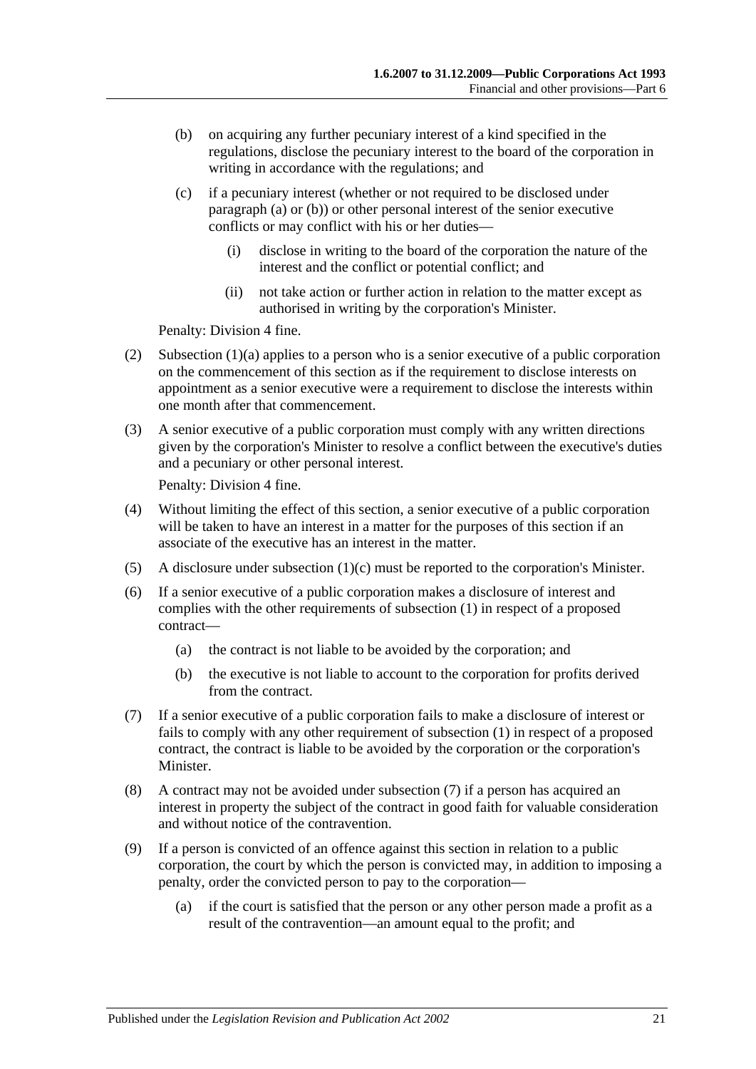(b) on acquiring any further pecuniary interest of a kind specified in the regulations, disclose the pecuniary interest to the board of the corporation in writing in accordance with the regulations; and

(c) if a pecuniary interest (whether or not required to be disclosed under paragraph (a) or (b)) or other personal interest of the senior executive conflicts or may conflict with his or her duties—

(i) disclose in writing to the board of the corporation the nature of the interest and the conflict or potential conflict; and

(ii) not take action or further action in relation to the matter except as authorised in writing by the corporation's Minister.

Penalty: Division 4 fine.

(2) Subsection (1)(a) applies to a person who is a senior executive of a public corporation on the commencement of this section as if the requirement to disclose interests on appointment as a senior executive were a requirement to disclose the interests within one month after that commencement.

(3) A senior executive of a public corporation must comply with any written directions given by the corporation's Minister to resolve a conflict between the executive's duties and a pecuniary or other personal interest.

Penalty: Division 4 fine.

(4) Without limiting the effect of this section, a senior executive of a public corporation will be taken to have an interest in a matter for the purposes of this section if an associate of the executive has an interest in the matter.

(5) A disclosure under subsection (1)(c) must be reported to the corporation's Minister.

(6) If a senior executive of a public corporation makes a disclosure of interest and complies with the other requirements of subsection (1) in respect of a proposed contract—

(a) the contract is not liable to be avoided by the corporation; and

(b) the executive is not liable to account to the corporation for profits derived from the contract.

(7) If a senior executive of a public corporation fails to make a disclosure of interest or fails to comply with any other requirement of subsection (1) in respect of a proposed contract, the contract is liable to be avoided by the corporation or the corporation's Minister.

(8) A contract may not be avoided under subsection (7) if a person has acquired an interest in property the subject of the contract in good faith for valuable consideration and without notice of the contravention.

(9) If a person is convicted of an offence against this section in relation to a public corporation, the court by which the person is convicted may, in addition to imposing a penalty, order the convicted person to pay to the corporation—

(a) if the court is satisfied that the person or any other person made a profit as a result of the contravention—an amount equal to the profit; and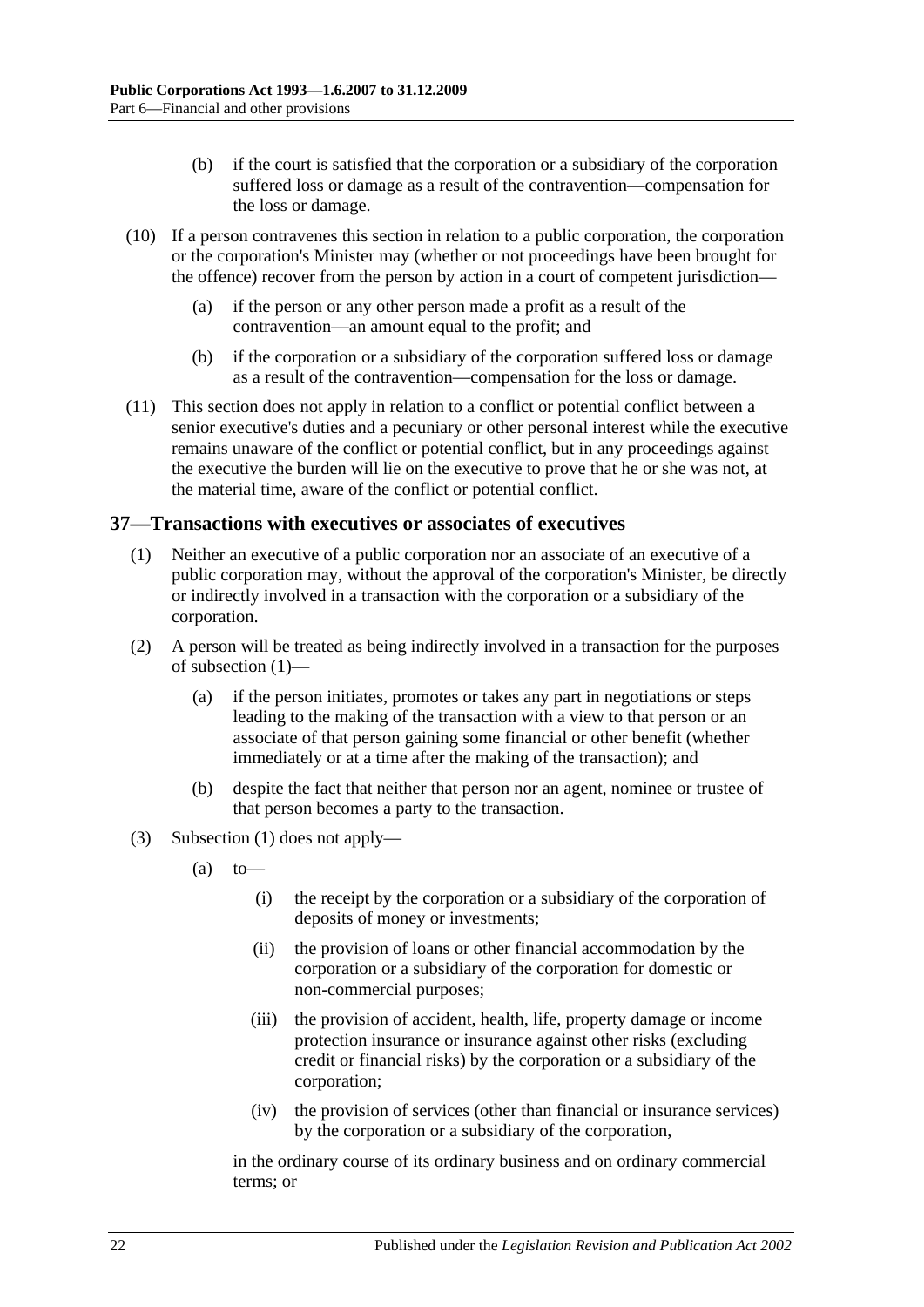(b) if the court is satisfied that the corporation or a subsidiary of the corporation suffered loss or damage as a result of the contravention—compensation for the loss or damage.

(10) If a person contravenes this section in relation to a public corporation, the corporation or the corporation's Minister may (whether or not proceedings have been brought for the offence) recover from the person by action in a court of competent jurisdiction—

(a) if the person or any other person made a profit as a result of the contravention—an amount equal to the profit; and

(b) if the corporation or a subsidiary of the corporation suffered loss or damage as a result of the contravention—compensation for the loss or damage.

(11) This section does not apply in relation to a conflict or potential conflict between a senior executive's duties and a pecuniary or other personal interest while the executive remains unaware of the conflict or potential conflict, but in any proceedings against the executive the burden will lie on the executive to prove that he or she was not, at the material time, aware of the conflict or potential conflict.

## 37—Transactions with executives or associates of executives

(1) Neither an executive of a public corporation nor an associate of an executive of a public corporation may, without the approval of the corporation's Minister, be directly or indirectly involved in a transaction with the corporation or a subsidiary of the corporation.

(2) A person will be treated as being indirectly involved in a transaction for the purposes of subsection (1)—

(a) if the person initiates, promotes or takes any part in negotiations or steps leading to the making of the transaction with a view to that person or an associate of that person gaining some financial or other benefit (whether immediately or at a time after the making of the transaction); and

(b) despite the fact that neither that person nor an agent, nominee or trustee of that person becomes a party to the transaction.

(3) Subsection (1) does not apply—

(a) to—

(i) the receipt by the corporation or a subsidiary of the corporation of deposits of money or investments;

(ii) the provision of loans or other financial accommodation by the corporation or a subsidiary of the corporation for domestic or non-commercial purposes;

(iii) the provision of accident, health, life, property damage or income protection insurance or insurance against other risks (excluding credit or financial risks) by the corporation or a subsidiary of the corporation;

(iv) the provision of services (other than financial or insurance services) by the corporation or a subsidiary of the corporation,

in the ordinary course of its ordinary business and on ordinary commercial terms; or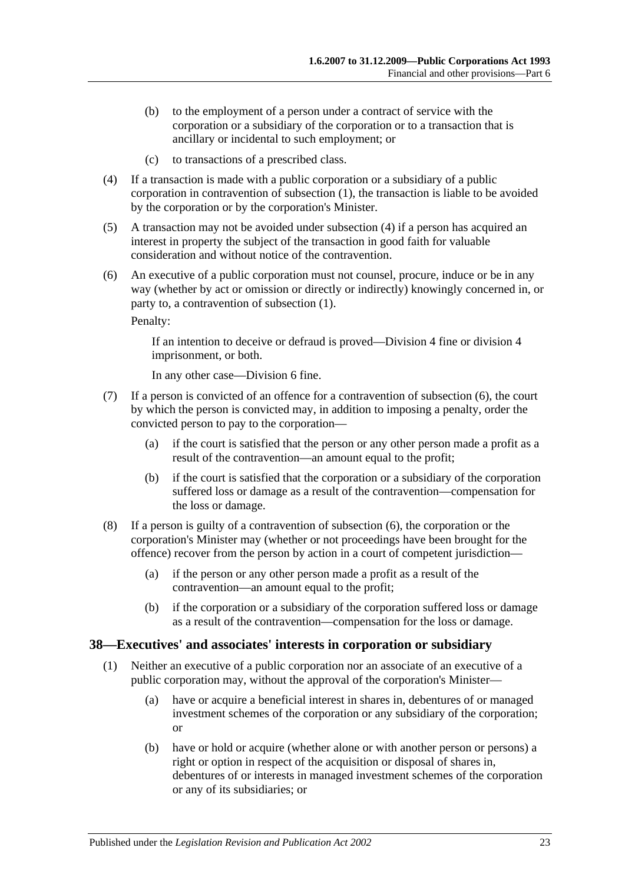(b) to the employment of a person under a contract of service with the corporation or a subsidiary of the corporation or to a transaction that is ancillary or incidental to such employment; or

(c) to transactions of a prescribed class.

(4) If a transaction is made with a public corporation or a subsidiary of a public corporation in contravention of subsection (1), the transaction is liable to be avoided by the corporation or by the corporation's Minister.

(5) A transaction may not be avoided under subsection (4) if a person has acquired an interest in property the subject of the transaction in good faith for valuable consideration and without notice of the contravention.

(6) An executive of a public corporation must not counsel, procure, induce or be in any way (whether by act or omission or directly or indirectly) knowingly concerned in, or party to, a contravention of subsection (1).

Penalty:

If an intention to deceive or defraud is proved—Division 4 fine or division 4 imprisonment, or both.

In any other case—Division 6 fine.

(7) If a person is convicted of an offence for a contravention of subsection (6), the court by which the person is convicted may, in addition to imposing a penalty, order the convicted person to pay to the corporation—

(a) if the court is satisfied that the person or any other person made a profit as a result of the contravention—an amount equal to the profit;

(b) if the court is satisfied that the corporation or a subsidiary of the corporation suffered loss or damage as a result of the contravention—compensation for the loss or damage.

(8) If a person is guilty of a contravention of subsection (6), the corporation or the corporation's Minister may (whether or not proceedings have been brought for the offence) recover from the person by action in a court of competent jurisdiction—

(a) if the person or any other person made a profit as a result of the contravention—an amount equal to the profit;

(b) if the corporation or a subsidiary of the corporation suffered loss or damage as a result of the contravention—compensation for the loss or damage.

## 38—Executives' and associates' interests in corporation or subsidiary

(1) Neither an executive of a public corporation nor an associate of an executive of a public corporation may, without the approval of the corporation's Minister—

(a) have or acquire a beneficial interest in shares in, debentures of or managed investment schemes of the corporation or any subsidiary of the corporation; or

(b) have or hold or acquire (whether alone or with another person or persons) a right or option in respect of the acquisition or disposal of shares in, debentures of or interests in managed investment schemes of the corporation or any of its subsidiaries; or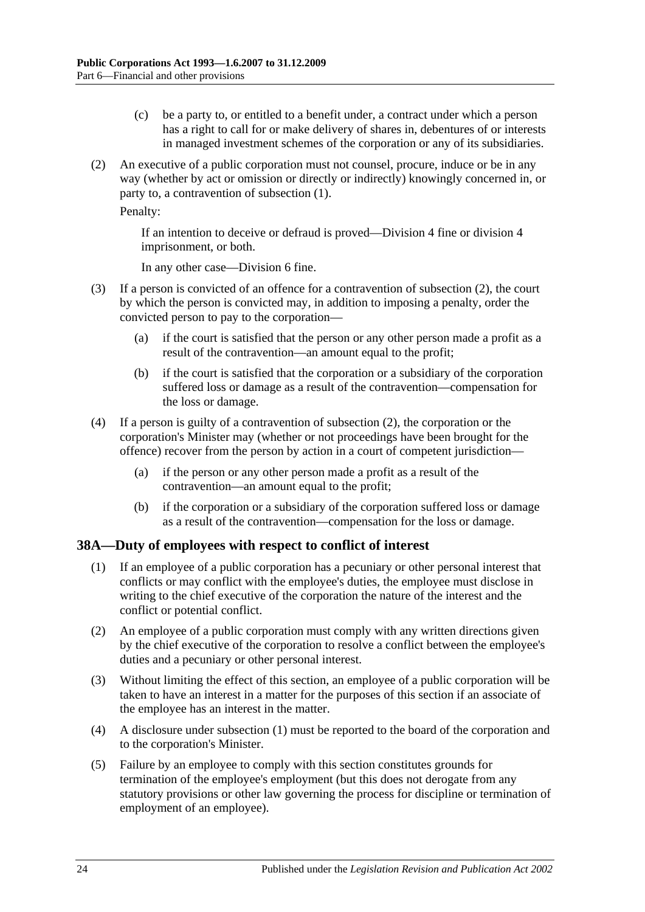(c) be a party to, or entitled to a benefit under, a contract under which a person has a right to call for or make delivery of shares in, debentures of or interests in managed investment schemes of the corporation or any of its subsidiaries.

(2) An executive of a public corporation must not counsel, procure, induce or be in any way (whether by act or omission or directly or indirectly) knowingly concerned in, or party to, a contravention of subsection (1).

Penalty:

If an intention to deceive or defraud is proved—Division 4 fine or division 4 imprisonment, or both.

In any other case—Division 6 fine.

(3) If a person is convicted of an offence for a contravention of subsection (2), the court by which the person is convicted may, in addition to imposing a penalty, order the convicted person to pay to the corporation—

(a) if the court is satisfied that the person or any other person made a profit as a result of the contravention—an amount equal to the profit;

(b) if the court is satisfied that the corporation or a subsidiary of the corporation suffered loss or damage as a result of the contravention—compensation for the loss or damage.

(4) If a person is guilty of a contravention of subsection (2), the corporation or the corporation's Minister may (whether or not proceedings have been brought for the offence) recover from the person by action in a court of competent jurisdiction—

(a) if the person or any other person made a profit as a result of the contravention—an amount equal to the profit;

(b) if the corporation or a subsidiary of the corporation suffered loss or damage as a result of the contravention—compensation for the loss or damage.

## 38A—Duty of employees with respect to conflict of interest

(1) If an employee of a public corporation has a pecuniary or other personal interest that conflicts or may conflict with the employee's duties, the employee must disclose in writing to the chief executive of the corporation the nature of the interest and the conflict or potential conflict.

(2) An employee of a public corporation must comply with any written directions given by the chief executive of the corporation to resolve a conflict between the employee's duties and a pecuniary or other personal interest.

(3) Without limiting the effect of this section, an employee of a public corporation will be taken to have an interest in a matter for the purposes of this section if an associate of the employee has an interest in the matter.

(4) A disclosure under subsection (1) must be reported to the board of the corporation and to the corporation's Minister.

(5) Failure by an employee to comply with this section constitutes grounds for termination of the employee's employment (but this does not derogate from any statutory provisions or other law governing the process for discipline or termination of employment of an employee).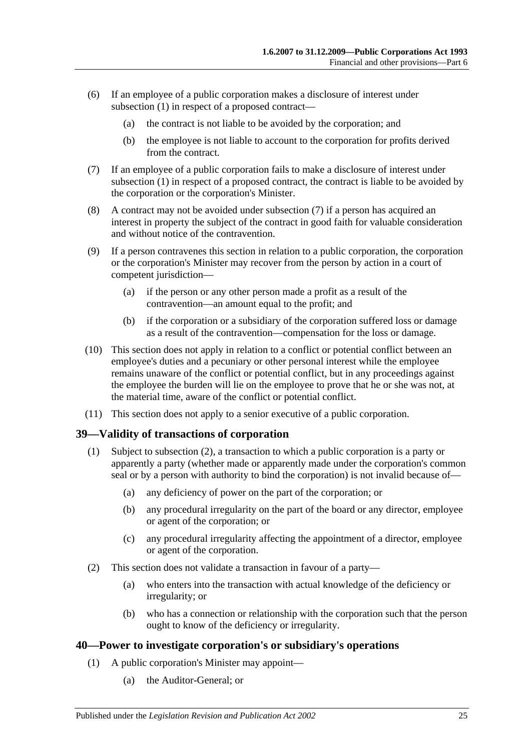(6) If an employee of a public corporation makes a disclosure of interest under subsection (1) in respect of a proposed contract—

(a) the contract is not liable to be avoided by the corporation; and

(b) the employee is not liable to account to the corporation for profits derived from the contract.

(7) If an employee of a public corporation fails to make a disclosure of interest under subsection (1) in respect of a proposed contract, the contract is liable to be avoided by the corporation or the corporation's Minister.

(8) A contract may not be avoided under subsection (7) if a person has acquired an interest in property the subject of the contract in good faith for valuable consideration and without notice of the contravention.

(9) If a person contravenes this section in relation to a public corporation, the corporation or the corporation's Minister may recover from the person by action in a court of competent jurisdiction—

(a) if the person or any other person made a profit as a result of the contravention—an amount equal to the profit; and

(b) if the corporation or a subsidiary of the corporation suffered loss or damage as a result of the contravention—compensation for the loss or damage.

(10) This section does not apply in relation to a conflict or potential conflict between an employee's duties and a pecuniary or other personal interest while the employee remains unaware of the conflict or potential conflict, but in any proceedings against the employee the burden will lie on the employee to prove that he or she was not, at the material time, aware of the conflict or potential conflict.

(11) This section does not apply to a senior executive of a public corporation.

## 39—Validity of transactions of corporation

(1) Subject to subsection (2), a transaction to which a public corporation is a party or apparently a party (whether made or apparently made under the corporation's common seal or by a person with authority to bind the corporation) is not invalid because of—

(a) any deficiency of power on the part of the corporation; or

(b) any procedural irregularity on the part of the board or any director, employee or agent of the corporation; or

(c) any procedural irregularity affecting the appointment of a director, employee or agent of the corporation.

(2) This section does not validate a transaction in favour of a party—

(a) who enters into the transaction with actual knowledge of the deficiency or irregularity; or

(b) who has a connection or relationship with the corporation such that the person ought to know of the deficiency or irregularity.

## 40—Power to investigate corporation's or subsidiary's operations

(1) A public corporation's Minister may appoint—

(a) the Auditor-General; or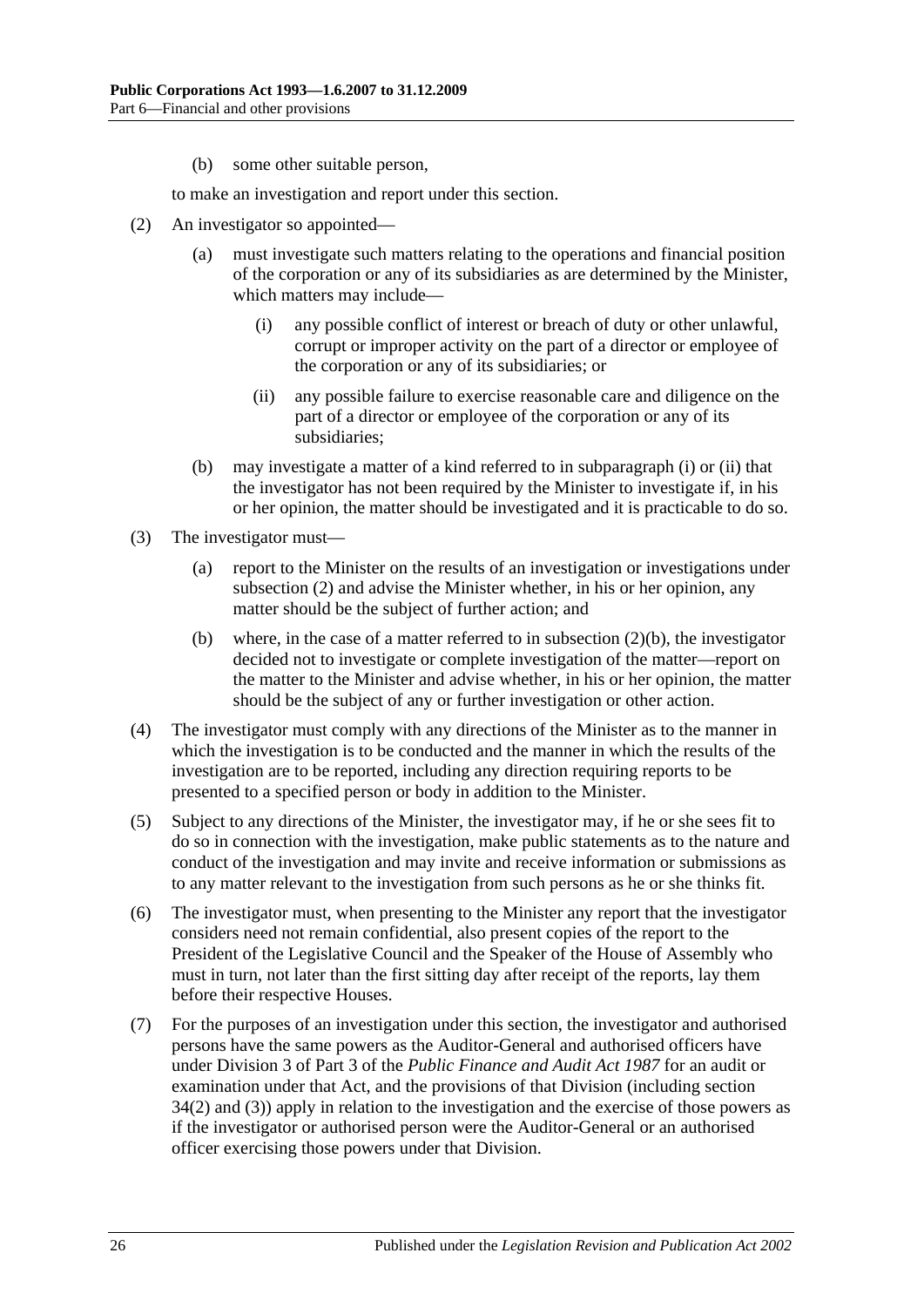(b) some other suitable person,

to make an investigation and report under this section.

(2) An investigator so appointed—

(a) must investigate such matters relating to the operations and financial position of the corporation or any of its subsidiaries as are determined by the Minister, which matters may include—

(i) any possible conflict of interest or breach of duty or other unlawful, corrupt or improper activity on the part of a director or employee of the corporation or any of its subsidiaries; or

(ii) any possible failure to exercise reasonable care and diligence on the part of a director or employee of the corporation or any of its subsidiaries;

(b) may investigate a matter of a kind referred to in subparagraph (i) or (ii) that the investigator has not been required by the Minister to investigate if, in his or her opinion, the matter should be investigated and it is practicable to do so.

(3) The investigator must—

(a) report to the Minister on the results of an investigation or investigations under subsection (2) and advise the Minister whether, in his or her opinion, any matter should be the subject of further action; and

(b) where, in the case of a matter referred to in subsection (2)(b), the investigator decided not to investigate or complete investigation of the matter—report on the matter to the Minister and advise whether, in his or her opinion, the matter should be the subject of any or further investigation or other action.

(4) The investigator must comply with any directions of the Minister as to the manner in which the investigation is to be conducted and the manner in which the results of the investigation are to be reported, including any direction requiring reports to be presented to a specified person or body in addition to the Minister.

(5) Subject to any directions of the Minister, the investigator may, if he or she sees fit to do so in connection with the investigation, make public statements as to the nature and conduct of the investigation and may invite and receive information or submissions as to any matter relevant to the investigation from such persons as he or she thinks fit.

(6) The investigator must, when presenting to the Minister any report that the investigator considers need not remain confidential, also present copies of the report to the President of the Legislative Council and the Speaker of the House of Assembly who must in turn, not later than the first sitting day after receipt of the reports, lay them before their respective Houses.

(7) For the purposes of an investigation under this section, the investigator and authorised persons have the same powers as the Auditor-General and authorised officers have under Division 3 of Part 3 of the *Public Finance and Audit Act 1987* for an audit or examination under that Act, and the provisions of that Division (including section 34(2) and (3)) apply in relation to the investigation and the exercise of those powers as if the investigator or authorised person were the Auditor-General or an authorised officer exercising those powers under that Division.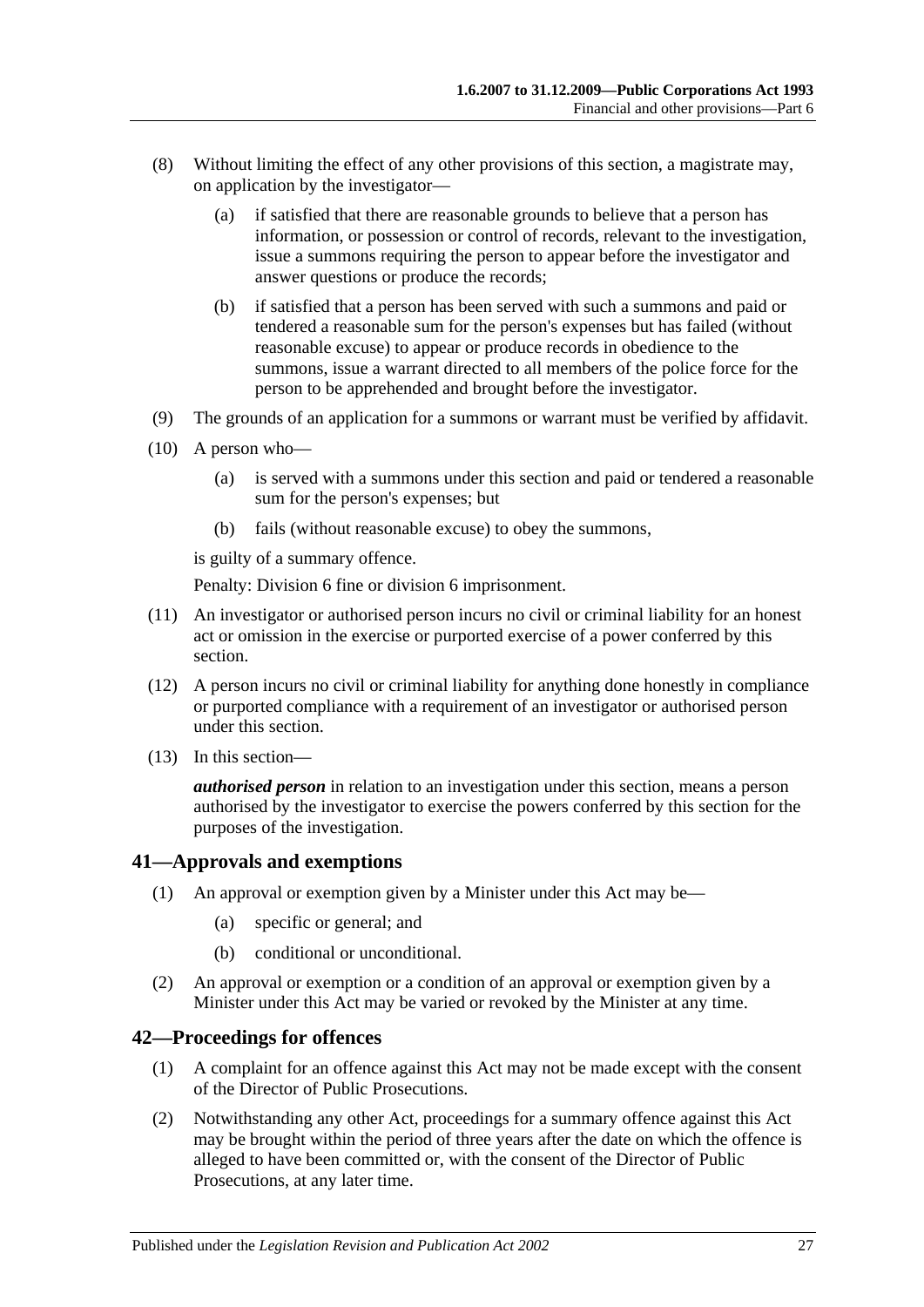(8) Without limiting the effect of any other provisions of this section, a magistrate may, on application by the investigator—

(a) if satisfied that there are reasonable grounds to believe that a person has information, or possession or control of records, relevant to the investigation, issue a summons requiring the person to appear before the investigator and answer questions or produce the records;

(b) if satisfied that a person has been served with such a summons and paid or tendered a reasonable sum for the person's expenses but has failed (without reasonable excuse) to appear or produce records in obedience to the summons, issue a warrant directed to all members of the police force for the person to be apprehended and brought before the investigator.

(9) The grounds of an application for a summons or warrant must be verified by affidavit.

(10) A person who—

(a) is served with a summons under this section and paid or tendered a reasonable sum for the person's expenses; but

(b) fails (without reasonable excuse) to obey the summons,

is guilty of a summary offence.

Penalty: Division 6 fine or division 6 imprisonment.

(11) An investigator or authorised person incurs no civil or criminal liability for an honest act or omission in the exercise or purported exercise of a power conferred by this section.

(12) A person incurs no civil or criminal liability for anything done honestly in compliance or purported compliance with a requirement of an investigator or authorised person under this section.

(13) In this section—

***authorised person*** in relation to an investigation under this section, means a person authorised by the investigator to exercise the powers conferred by this section for the purposes of the investigation.

## 41—Approvals and exemptions

(1) An approval or exemption given by a Minister under this Act may be—

(a) specific or general; and

(b) conditional or unconditional.

(2) An approval or exemption or a condition of an approval or exemption given by a Minister under this Act may be varied or revoked by the Minister at any time.

## 42—Proceedings for offences

(1) A complaint for an offence against this Act may not be made except with the consent of the Director of Public Prosecutions.

(2) Notwithstanding any other Act, proceedings for a summary offence against this Act may be brought within the period of three years after the date on which the offence is alleged to have been committed or, with the consent of the Director of Public Prosecutions, at any later time.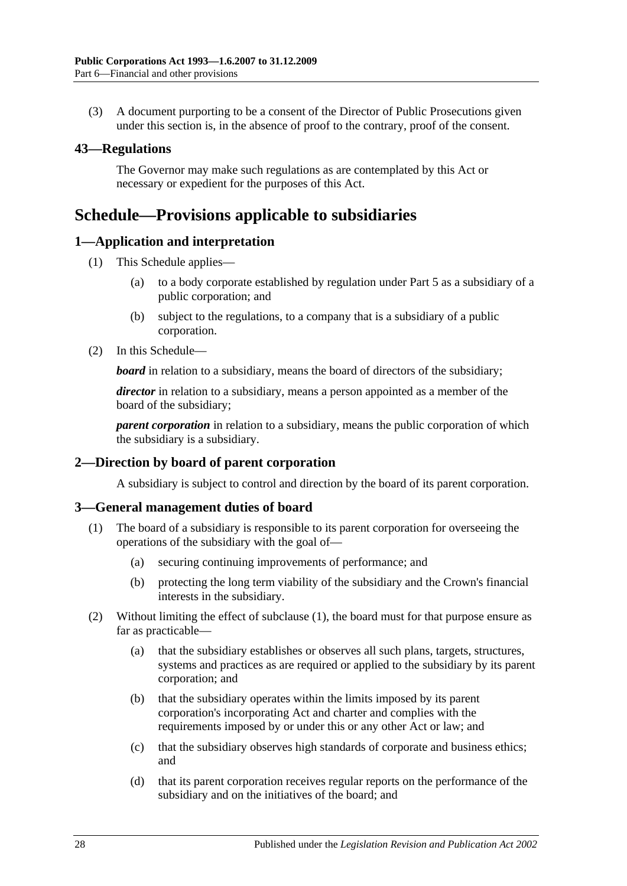(3) A document purporting to be a consent of the Director of Public Prosecutions given under this section is, in the absence of proof to the contrary, proof of the consent.

### 43—Regulations

The Governor may make such regulations as are contemplated by this Act or necessary or expedient for the purposes of this Act.

## Schedule—Provisions applicable to subsidiaries

### 1—Application and interpretation

(1) This Schedule applies—

(a) to a body corporate established by regulation under Part 5 as a subsidiary of a public corporation; and

(b) subject to the regulations, to a company that is a subsidiary of a public corporation.

(2) In this Schedule—

***board*** in relation to a subsidiary, means the board of directors of the subsidiary;

***director*** in relation to a subsidiary, means a person appointed as a member of the board of the subsidiary;

***parent corporation*** in relation to a subsidiary, means the public corporation of which the subsidiary is a subsidiary.

### 2—Direction by board of parent corporation

A subsidiary is subject to control and direction by the board of its parent corporation.

### 3—General management duties of board

(1) The board of a subsidiary is responsible to its parent corporation for overseeing the operations of the subsidiary with the goal of—

(a) securing continuing improvements of performance; and

(b) protecting the long term viability of the subsidiary and the Crown's financial interests in the subsidiary.

(2) Without limiting the effect of subclause (1), the board must for that purpose ensure as far as practicable—

(a) that the subsidiary establishes or observes all such plans, targets, structures, systems and practices as are required or applied to the subsidiary by its parent corporation; and

(b) that the subsidiary operates within the limits imposed by its parent corporation's incorporating Act and charter and complies with the requirements imposed by or under this or any other Act or law; and

(c) that the subsidiary observes high standards of corporate and business ethics; and

(d) that its parent corporation receives regular reports on the performance of the subsidiary and on the initiatives of the board; and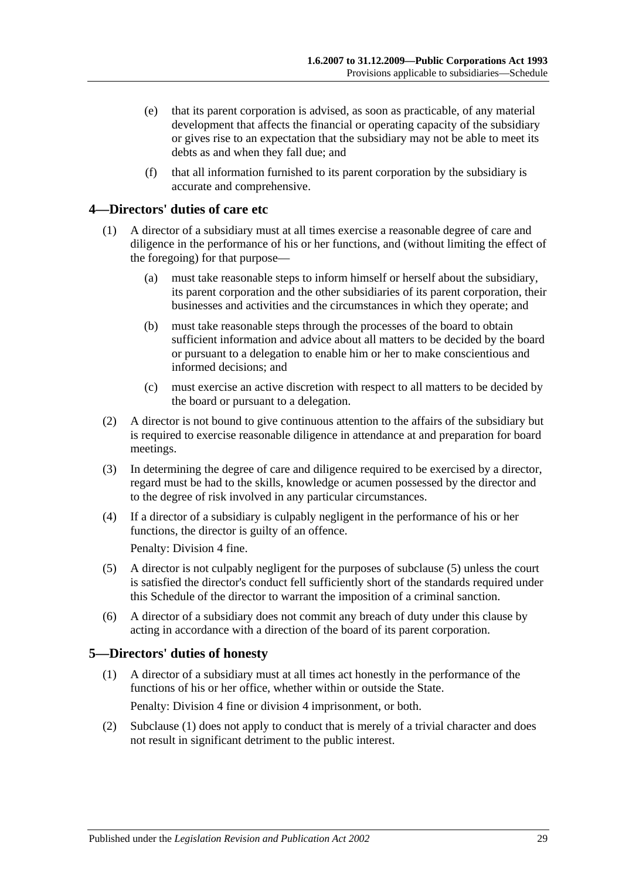(e) that its parent corporation is advised, as soon as practicable, of any material development that affects the financial or operating capacity of the subsidiary or gives rise to an expectation that the subsidiary may not be able to meet its debts as and when they fall due; and

(f) that all information furnished to its parent corporation by the subsidiary is accurate and comprehensive.

## 4—Directors' duties of care etc

(1) A director of a subsidiary must at all times exercise a reasonable degree of care and diligence in the performance of his or her functions, and (without limiting the effect of the foregoing) for that purpose—

(a) must take reasonable steps to inform himself or herself about the subsidiary, its parent corporation and the other subsidiaries of its parent corporation, their businesses and activities and the circumstances in which they operate; and

(b) must take reasonable steps through the processes of the board to obtain sufficient information and advice about all matters to be decided by the board or pursuant to a delegation to enable him or her to make conscientious and informed decisions; and

(c) must exercise an active discretion with respect to all matters to be decided by the board or pursuant to a delegation.

(2) A director is not bound to give continuous attention to the affairs of the subsidiary but is required to exercise reasonable diligence in attendance at and preparation for board meetings.

(3) In determining the degree of care and diligence required to be exercised by a director, regard must be had to the skills, knowledge or acumen possessed by the director and to the degree of risk involved in any particular circumstances.

(4) If a director of a subsidiary is culpably negligent in the performance of his or her functions, the director is guilty of an offence.

Penalty: Division 4 fine.

(5) A director is not culpably negligent for the purposes of subclause (5) unless the court is satisfied the director's conduct fell sufficiently short of the standards required under this Schedule of the director to warrant the imposition of a criminal sanction.

(6) A director of a subsidiary does not commit any breach of duty under this clause by acting in accordance with a direction of the board of its parent corporation.

## 5—Directors' duties of honesty

(1) A director of a subsidiary must at all times act honestly in the performance of the functions of his or her office, whether within or outside the State.

Penalty: Division 4 fine or division 4 imprisonment, or both.

(2) Subclause (1) does not apply to conduct that is merely of a trivial character and does not result in significant detriment to the public interest.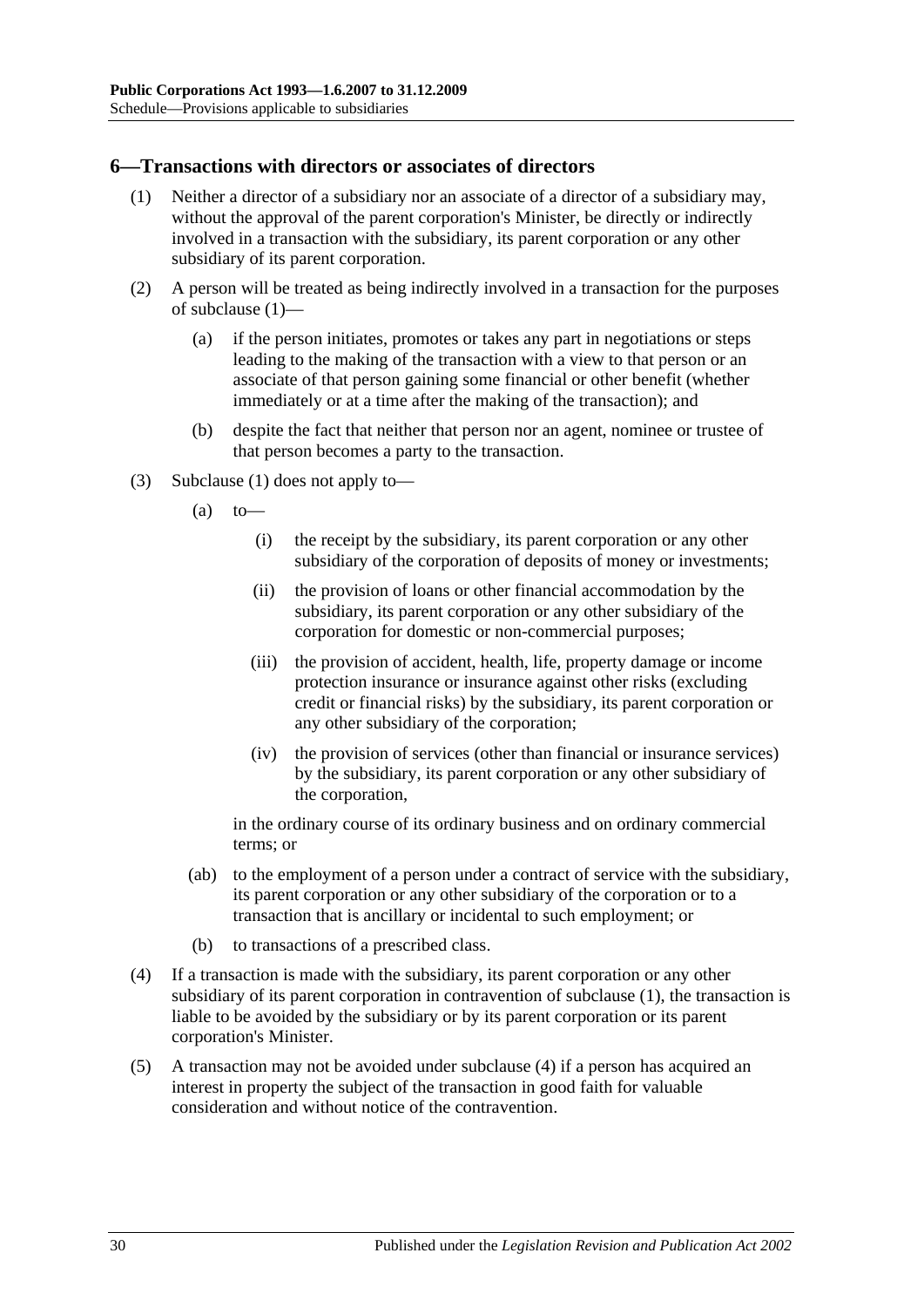## 6—Transactions with directors or associates of directors

(1) Neither a director of a subsidiary nor an associate of a director of a subsidiary may, without the approval of the parent corporation's Minister, be directly or indirectly involved in a transaction with the subsidiary, its parent corporation or any other subsidiary of its parent corporation.

(2) A person will be treated as being indirectly involved in a transaction for the purposes of subclause (1)—

- (a) if the person initiates, promotes or takes any part in negotiations or steps leading to the making of the transaction with a view to that person or an associate of that person gaining some financial or other benefit (whether immediately or at a time after the making of the transaction); and
- (b) despite the fact that neither that person nor an agent, nominee or trustee of that person becomes a party to the transaction.

(3) Subclause (1) does not apply to—

- (a) to—
  - (i) the receipt by the subsidiary, its parent corporation or any other subsidiary of the corporation of deposits of money or investments;
  - (ii) the provision of loans or other financial accommodation by the subsidiary, its parent corporation or any other subsidiary of the corporation for domestic or non-commercial purposes;
  - (iii) the provision of accident, health, life, property damage or income protection insurance or insurance against other risks (excluding credit or financial risks) by the subsidiary, its parent corporation or any other subsidiary of the corporation;
  - (iv) the provision of services (other than financial or insurance services) by the subsidiary, its parent corporation or any other subsidiary of the corporation,

  in the ordinary course of its ordinary business and on ordinary commercial terms; or
- (ab) to the employment of a person under a contract of service with the subsidiary, its parent corporation or any other subsidiary of the corporation or to a transaction that is ancillary or incidental to such employment; or
- (b) to transactions of a prescribed class.

(4) If a transaction is made with the subsidiary, its parent corporation or any other subsidiary of its parent corporation in contravention of subclause (1), the transaction is liable to be avoided by the subsidiary or by its parent corporation or its parent corporation's Minister.

(5) A transaction may not be avoided under subclause (4) if a person has acquired an interest in property the subject of the transaction in good faith for valuable consideration and without notice of the contravention.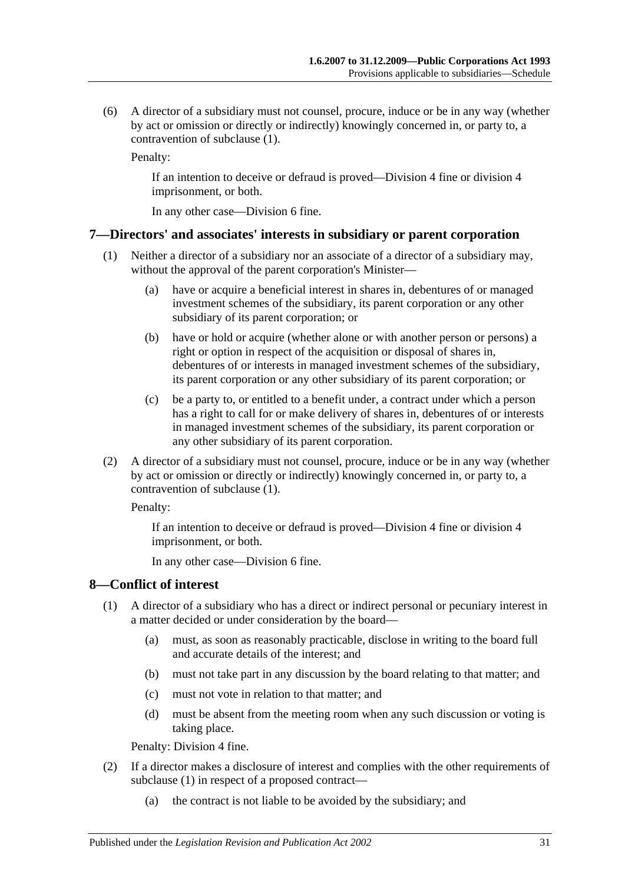(6) A director of a subsidiary must not counsel, procure, induce or be in any way (whether by act or omission or directly or indirectly) knowingly concerned in, or party to, a contravention of subclause (1).

Penalty:

If an intention to deceive or defraud is proved—Division 4 fine or division 4 imprisonment, or both.

In any other case—Division 6 fine.

## 7—Directors' and associates' interests in subsidiary or parent corporation

(1) Neither a director of a subsidiary nor an associate of a director of a subsidiary may, without the approval of the parent corporation's Minister—

(a) have or acquire a beneficial interest in shares in, debentures of or managed investment schemes of the subsidiary, its parent corporation or any other subsidiary of its parent corporation; or

(b) have or hold or acquire (whether alone or with another person or persons) a right or option in respect of the acquisition or disposal of shares in, debentures of or interests in managed investment schemes of the subsidiary, its parent corporation or any other subsidiary of its parent corporation; or

(c) be a party to, or entitled to a benefit under, a contract under which a person has a right to call for or make delivery of shares in, debentures of or interests in managed investment schemes of the subsidiary, its parent corporation or any other subsidiary of its parent corporation.

(2) A director of a subsidiary must not counsel, procure, induce or be in any way (whether by act or omission or directly or indirectly) knowingly concerned in, or party to, a contravention of subclause (1).

Penalty:

If an intention to deceive or defraud is proved—Division 4 fine or division 4 imprisonment, or both.

In any other case—Division 6 fine.

## 8—Conflict of interest

(1) A director of a subsidiary who has a direct or indirect personal or pecuniary interest in a matter decided or under consideration by the board—

(a) must, as soon as reasonably practicable, disclose in writing to the board full and accurate details of the interest; and

(b) must not take part in any discussion by the board relating to that matter; and

(c) must not vote in relation to that matter; and

(d) must be absent from the meeting room when any such discussion or voting is taking place.

Penalty: Division 4 fine.

(2) If a director makes a disclosure of interest and complies with the other requirements of subclause (1) in respect of a proposed contract—

(a) the contract is not liable to be avoided by the subsidiary; and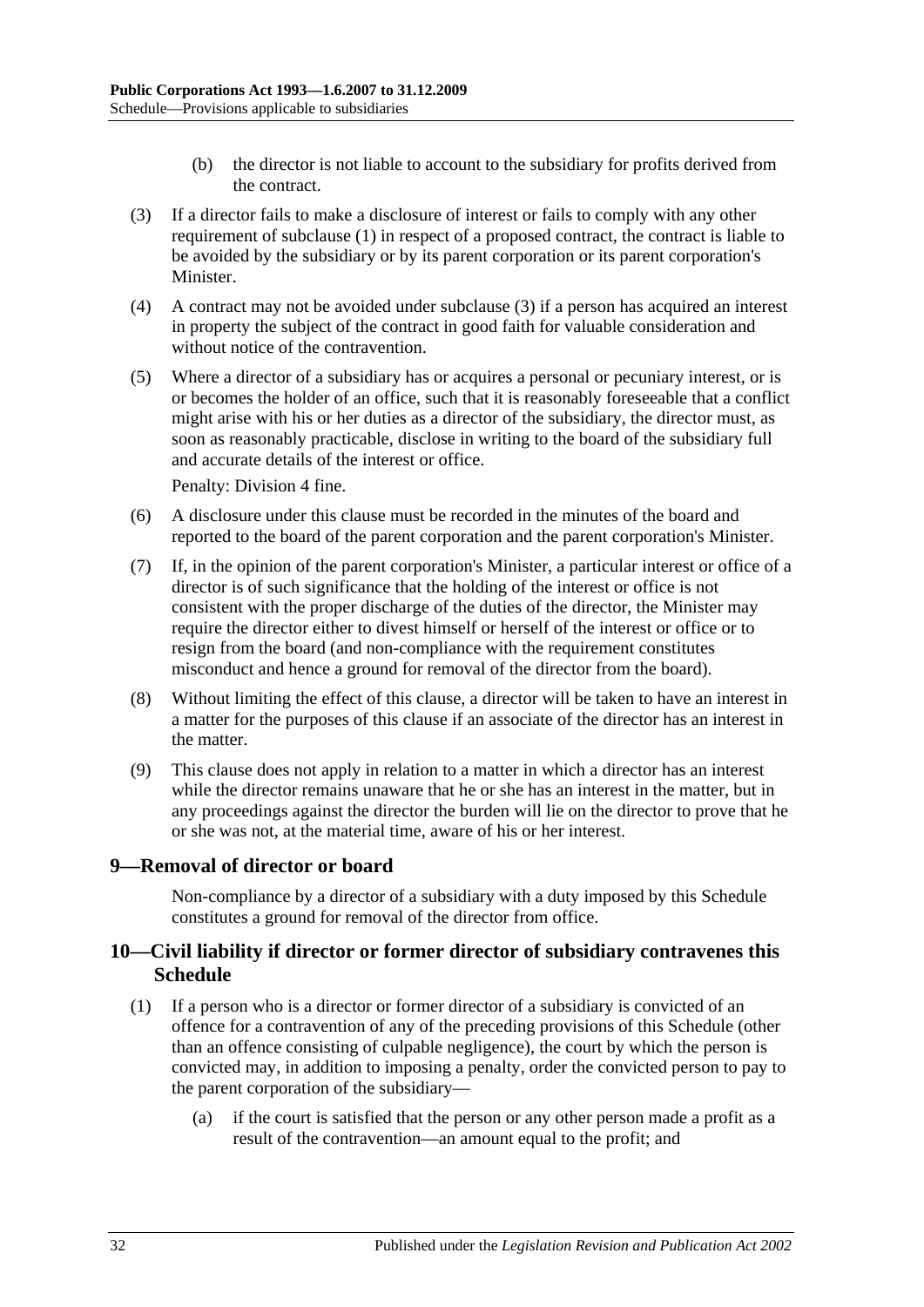(b) the director is not liable to account to the subsidiary for profits derived from the contract.

(3) If a director fails to make a disclosure of interest or fails to comply with any other requirement of subclause (1) in respect of a proposed contract, the contract is liable to be avoided by the subsidiary or by its parent corporation or its parent corporation's Minister.

(4) A contract may not be avoided under subclause (3) if a person has acquired an interest in property the subject of the contract in good faith for valuable consideration and without notice of the contravention.

(5) Where a director of a subsidiary has or acquires a personal or pecuniary interest, or is or becomes the holder of an office, such that it is reasonably foreseeable that a conflict might arise with his or her duties as a director of the subsidiary, the director must, as soon as reasonably practicable, disclose in writing to the board of the subsidiary full and accurate details of the interest or office.

Penalty: Division 4 fine.

(6) A disclosure under this clause must be recorded in the minutes of the board and reported to the board of the parent corporation and the parent corporation's Minister.

(7) If, in the opinion of the parent corporation's Minister, a particular interest or office of a director is of such significance that the holding of the interest or office is not consistent with the proper discharge of the duties of the director, the Minister may require the director either to divest himself or herself of the interest or office or to resign from the board (and non-compliance with the requirement constitutes misconduct and hence a ground for removal of the director from the board).

(8) Without limiting the effect of this clause, a director will be taken to have an interest in a matter for the purposes of this clause if an associate of the director has an interest in the matter.

(9) This clause does not apply in relation to a matter in which a director has an interest while the director remains unaware that he or she has an interest in the matter, but in any proceedings against the director the burden will lie on the director to prove that he or she was not, at the material time, aware of his or her interest.

## 9—Removal of director or board

Non-compliance by a director of a subsidiary with a duty imposed by this Schedule constitutes a ground for removal of the director from office.

## 10—Civil liability if director or former director of subsidiary contravenes this Schedule

(1) If a person who is a director or former director of a subsidiary is convicted of an offence for a contravention of any of the preceding provisions of this Schedule (other than an offence consisting of culpable negligence), the court by which the person is convicted may, in addition to imposing a penalty, order the convicted person to pay to the parent corporation of the subsidiary—

(a) if the court is satisfied that the person or any other person made a profit as a result of the contravention—an amount equal to the profit; and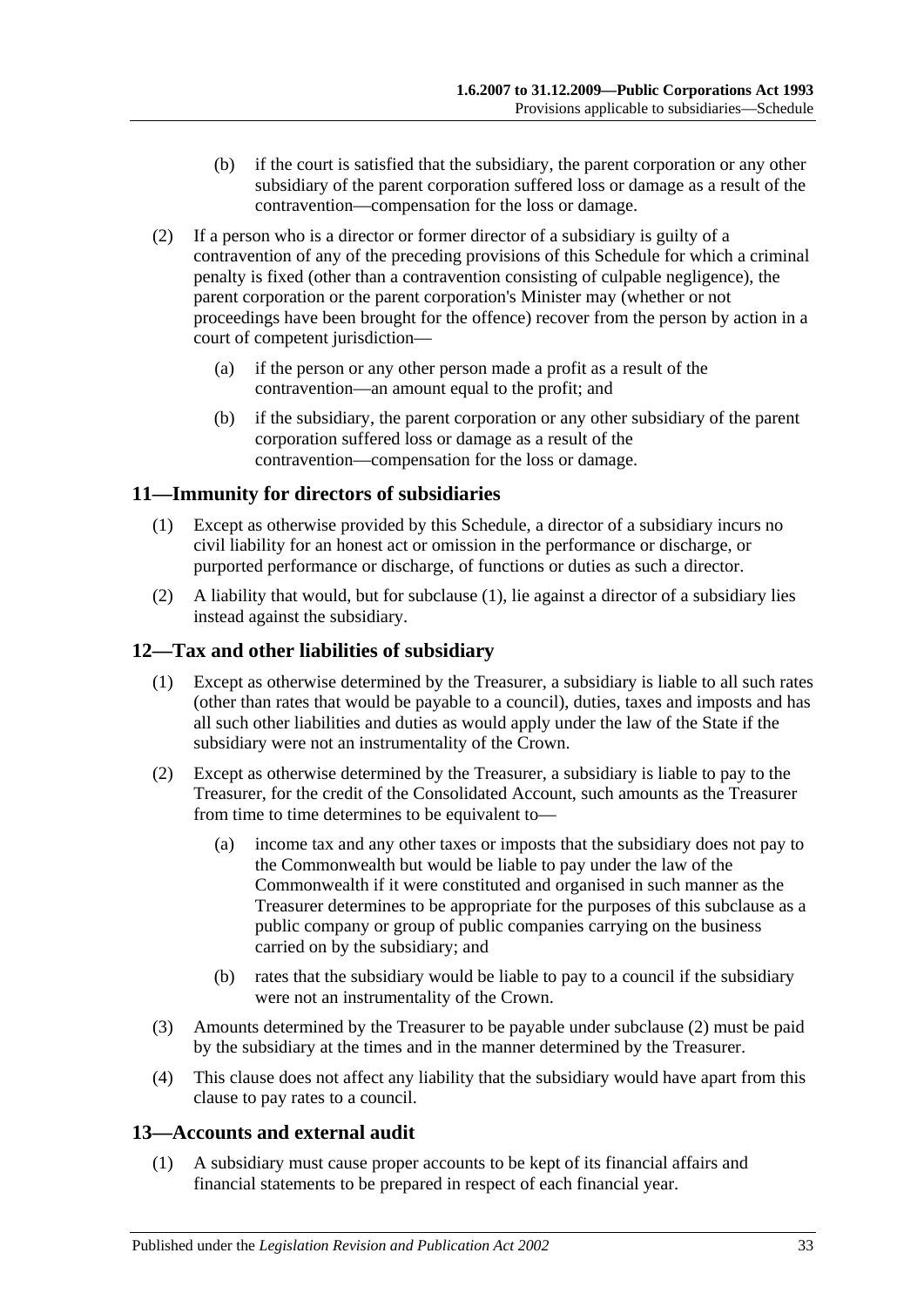(b) if the court is satisfied that the subsidiary, the parent corporation or any other subsidiary of the parent corporation suffered loss or damage as a result of the contravention—compensation for the loss or damage.

(2) If a person who is a director or former director of a subsidiary is guilty of a contravention of any of the preceding provisions of this Schedule for which a criminal penalty is fixed (other than a contravention consisting of culpable negligence), the parent corporation or the parent corporation's Minister may (whether or not proceedings have been brought for the offence) recover from the person by action in a court of competent jurisdiction—

(a) if the person or any other person made a profit as a result of the contravention—an amount equal to the profit; and

(b) if the subsidiary, the parent corporation or any other subsidiary of the parent corporation suffered loss or damage as a result of the contravention—compensation for the loss or damage.

## 11—Immunity for directors of subsidiaries

(1) Except as otherwise provided by this Schedule, a director of a subsidiary incurs no civil liability for an honest act or omission in the performance or discharge, or purported performance or discharge, of functions or duties as such a director.

(2) A liability that would, but for subclause (1), lie against a director of a subsidiary lies instead against the subsidiary.

## 12—Tax and other liabilities of subsidiary

(1) Except as otherwise determined by the Treasurer, a subsidiary is liable to all such rates (other than rates that would be payable to a council), duties, taxes and imposts and has all such other liabilities and duties as would apply under the law of the State if the subsidiary were not an instrumentality of the Crown.

(2) Except as otherwise determined by the Treasurer, a subsidiary is liable to pay to the Treasurer, for the credit of the Consolidated Account, such amounts as the Treasurer from time to time determines to be equivalent to—

(a) income tax and any other taxes or imposts that the subsidiary does not pay to the Commonwealth but would be liable to pay under the law of the Commonwealth if it were constituted and organised in such manner as the Treasurer determines to be appropriate for the purposes of this subclause as a public company or group of public companies carrying on the business carried on by the subsidiary; and

(b) rates that the subsidiary would be liable to pay to a council if the subsidiary were not an instrumentality of the Crown.

(3) Amounts determined by the Treasurer to be payable under subclause (2) must be paid by the subsidiary at the times and in the manner determined by the Treasurer.

(4) This clause does not affect any liability that the subsidiary would have apart from this clause to pay rates to a council.

## 13—Accounts and external audit

(1) A subsidiary must cause proper accounts to be kept of its financial affairs and financial statements to be prepared in respect of each financial year.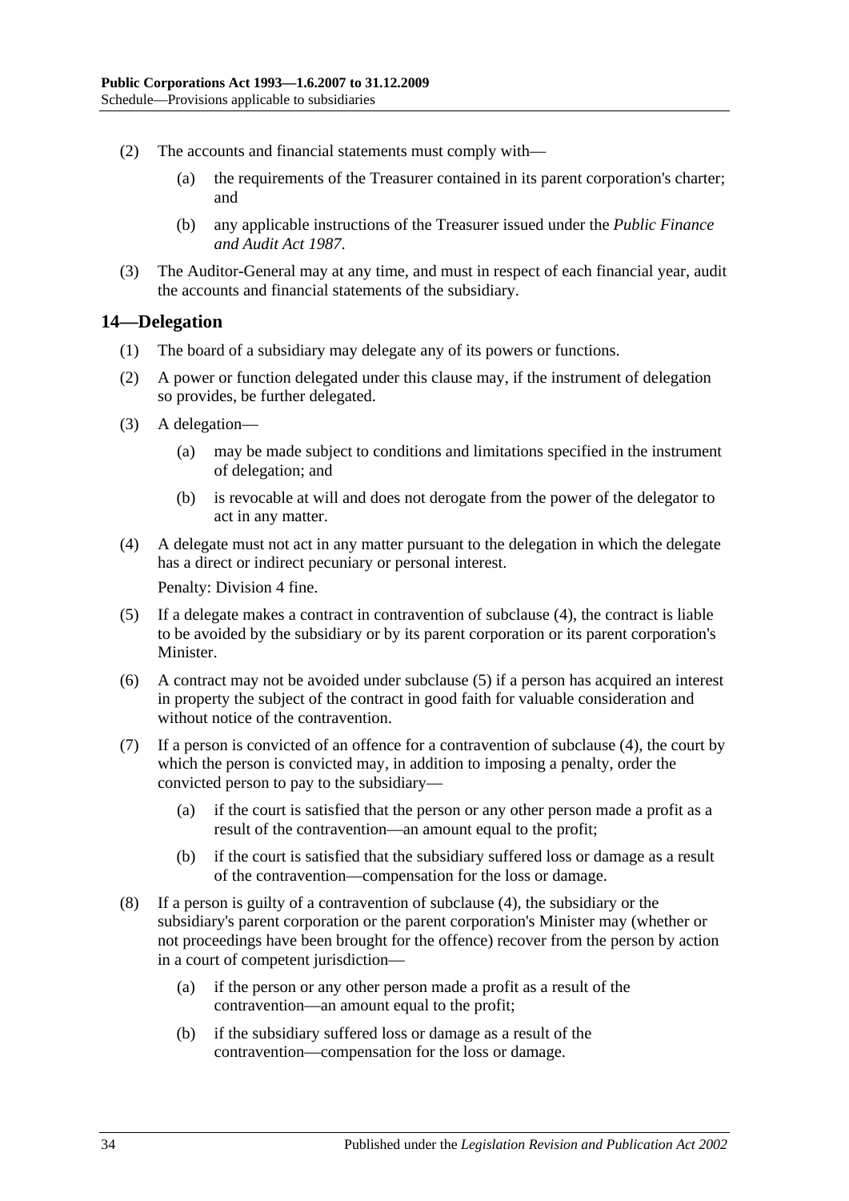(2) The accounts and financial statements must comply with—

(a) the requirements of the Treasurer contained in its parent corporation's charter; and

(b) any applicable instructions of the Treasurer issued under the *Public Finance and Audit Act 1987*.

(3) The Auditor-General may at any time, and must in respect of each financial year, audit the accounts and financial statements of the subsidiary.

## 14—Delegation

(1) The board of a subsidiary may delegate any of its powers or functions.

(2) A power or function delegated under this clause may, if the instrument of delegation so provides, be further delegated.

(3) A delegation—

(a) may be made subject to conditions and limitations specified in the instrument of delegation; and

(b) is revocable at will and does not derogate from the power of the delegator to act in any matter.

(4) A delegate must not act in any matter pursuant to the delegation in which the delegate has a direct or indirect pecuniary or personal interest.

Penalty: Division 4 fine.

(5) If a delegate makes a contract in contravention of subclause (4), the contract is liable to be avoided by the subsidiary or by its parent corporation or its parent corporation's Minister.

(6) A contract may not be avoided under subclause (5) if a person has acquired an interest in property the subject of the contract in good faith for valuable consideration and without notice of the contravention.

(7) If a person is convicted of an offence for a contravention of subclause (4), the court by which the person is convicted may, in addition to imposing a penalty, order the convicted person to pay to the subsidiary—

(a) if the court is satisfied that the person or any other person made a profit as a result of the contravention—an amount equal to the profit;

(b) if the court is satisfied that the subsidiary suffered loss or damage as a result of the contravention—compensation for the loss or damage.

(8) If a person is guilty of a contravention of subclause (4), the subsidiary or the subsidiary's parent corporation or the parent corporation's Minister may (whether or not proceedings have been brought for the offence) recover from the person by action in a court of competent jurisdiction—

(a) if the person or any other person made a profit as a result of the contravention—an amount equal to the profit;

(b) if the subsidiary suffered loss or damage as a result of the contravention—compensation for the loss or damage.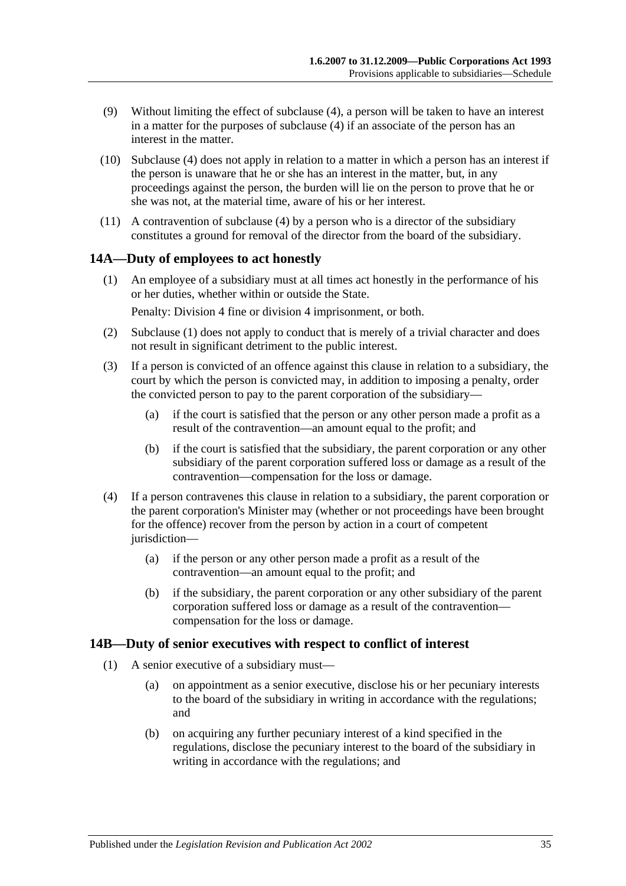(9) Without limiting the effect of subclause (4), a person will be taken to have an interest in a matter for the purposes of subclause (4) if an associate of the person has an interest in the matter.

(10) Subclause (4) does not apply in relation to a matter in which a person has an interest if the person is unaware that he or she has an interest in the matter, but, in any proceedings against the person, the burden will lie on the person to prove that he or she was not, at the material time, aware of his or her interest.

(11) A contravention of subclause (4) by a person who is a director of the subsidiary constitutes a ground for removal of the director from the board of the subsidiary.

## 14A—Duty of employees to act honestly

(1) An employee of a subsidiary must at all times act honestly in the performance of his or her duties, whether within or outside the State.

Penalty: Division 4 fine or division 4 imprisonment, or both.

(2) Subclause (1) does not apply to conduct that is merely of a trivial character and does not result in significant detriment to the public interest.

(3) If a person is convicted of an offence against this clause in relation to a subsidiary, the court by which the person is convicted may, in addition to imposing a penalty, order the convicted person to pay to the parent corporation of the subsidiary—

(a) if the court is satisfied that the person or any other person made a profit as a result of the contravention—an amount equal to the profit; and

(b) if the court is satisfied that the subsidiary, the parent corporation or any other subsidiary of the parent corporation suffered loss or damage as a result of the contravention—compensation for the loss or damage.

(4) If a person contravenes this clause in relation to a subsidiary, the parent corporation or the parent corporation's Minister may (whether or not proceedings have been brought for the offence) recover from the person by action in a court of competent jurisdiction—

(a) if the person or any other person made a profit as a result of the contravention—an amount equal to the profit; and

(b) if the subsidiary, the parent corporation or any other subsidiary of the parent corporation suffered loss or damage as a result of the contravention—compensation for the loss or damage.

## 14B—Duty of senior executives with respect to conflict of interest

(1) A senior executive of a subsidiary must—

(a) on appointment as a senior executive, disclose his or her pecuniary interests to the board of the subsidiary in writing in accordance with the regulations; and

(b) on acquiring any further pecuniary interest of a kind specified in the regulations, disclose the pecuniary interest to the board of the subsidiary in writing in accordance with the regulations; and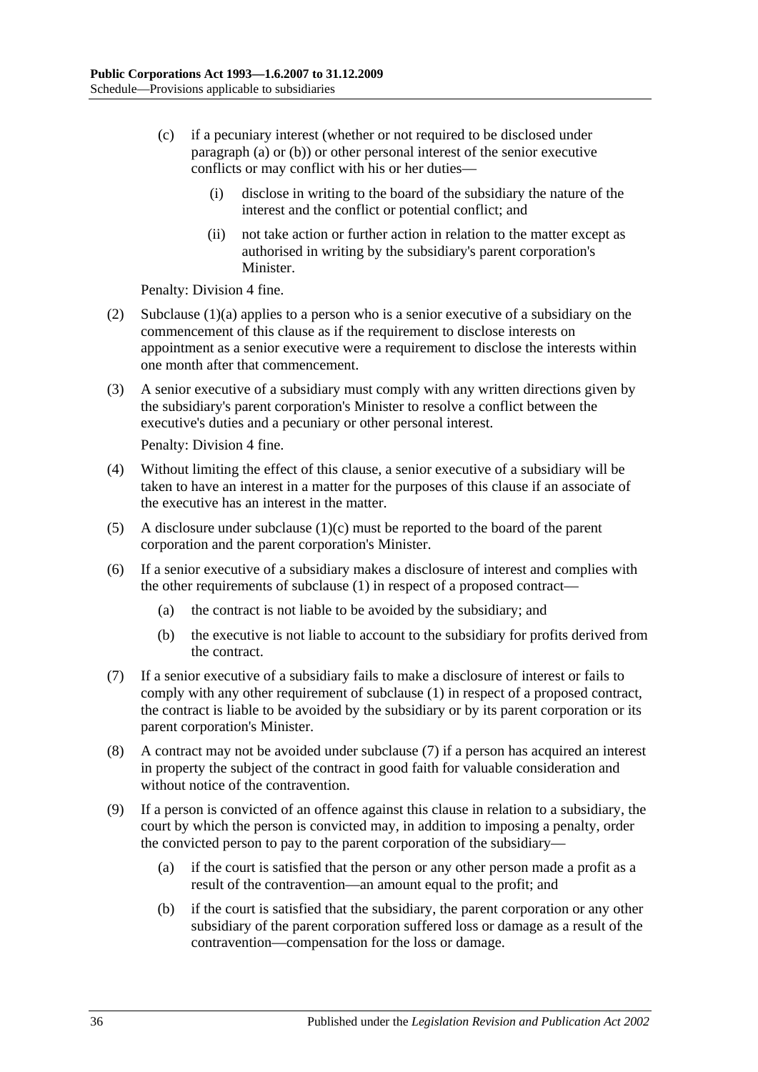(c) if a pecuniary interest (whether or not required to be disclosed under paragraph (a) or (b)) or other personal interest of the senior executive conflicts or may conflict with his or her duties—

(i) disclose in writing to the board of the subsidiary the nature of the interest and the conflict or potential conflict; and

(ii) not take action or further action in relation to the matter except as authorised in writing by the subsidiary's parent corporation's Minister.

Penalty: Division 4 fine.

(2) Subclause (1)(a) applies to a person who is a senior executive of a subsidiary on the commencement of this clause as if the requirement to disclose interests on appointment as a senior executive were a requirement to disclose the interests within one month after that commencement.

(3) A senior executive of a subsidiary must comply with any written directions given by the subsidiary's parent corporation's Minister to resolve a conflict between the executive's duties and a pecuniary or other personal interest.

Penalty: Division 4 fine.

(4) Without limiting the effect of this clause, a senior executive of a subsidiary will be taken to have an interest in a matter for the purposes of this clause if an associate of the executive has an interest in the matter.

(5) A disclosure under subclause (1)(c) must be reported to the board of the parent corporation and the parent corporation's Minister.

(6) If a senior executive of a subsidiary makes a disclosure of interest and complies with the other requirements of subclause (1) in respect of a proposed contract—

(a) the contract is not liable to be avoided by the subsidiary; and

(b) the executive is not liable to account to the subsidiary for profits derived from the contract.

(7) If a senior executive of a subsidiary fails to make a disclosure of interest or fails to comply with any other requirement of subclause (1) in respect of a proposed contract, the contract is liable to be avoided by the subsidiary or by its parent corporation or its parent corporation's Minister.

(8) A contract may not be avoided under subclause (7) if a person has acquired an interest in property the subject of the contract in good faith for valuable consideration and without notice of the contravention.

(9) If a person is convicted of an offence against this clause in relation to a subsidiary, the court by which the person is convicted may, in addition to imposing a penalty, order the convicted person to pay to the parent corporation of the subsidiary—

(a) if the court is satisfied that the person or any other person made a profit as a result of the contravention—an amount equal to the profit; and

(b) if the court is satisfied that the subsidiary, the parent corporation or any other subsidiary of the parent corporation suffered loss or damage as a result of the contravention—compensation for the loss or damage.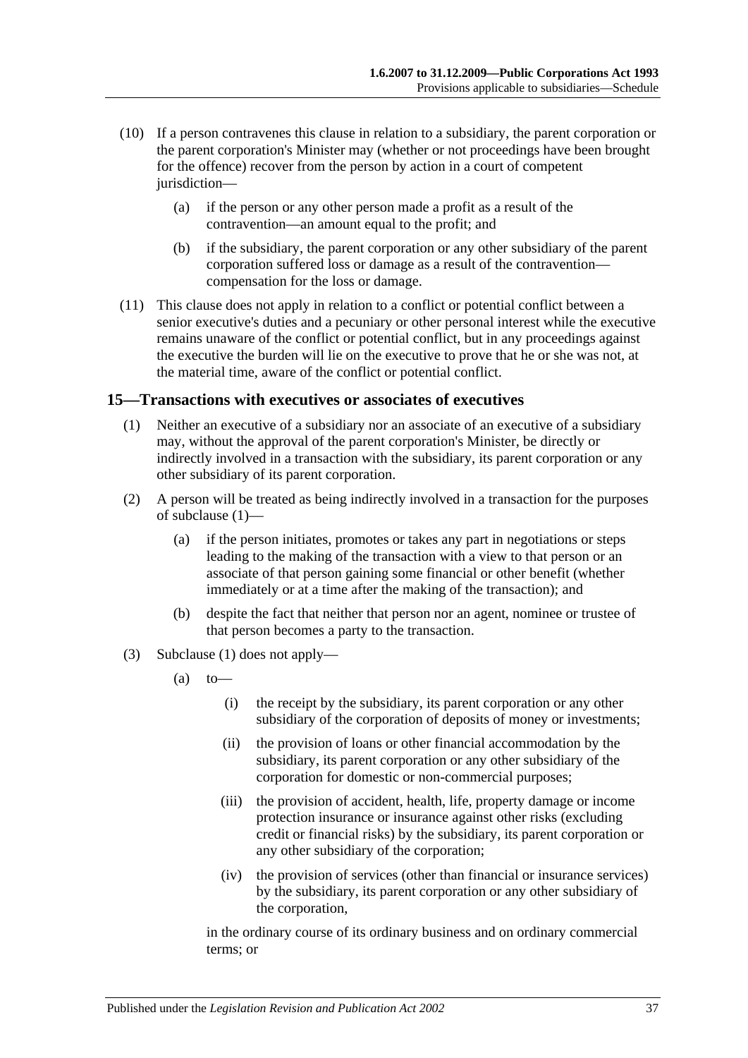(10) If a person contravenes this clause in relation to a subsidiary, the parent corporation or the parent corporation's Minister may (whether or not proceedings have been brought for the offence) recover from the person by action in a court of competent jurisdiction—

(a) if the person or any other person made a profit as a result of the contravention—an amount equal to the profit; and

(b) if the subsidiary, the parent corporation or any other subsidiary of the parent corporation suffered loss or damage as a result of the contravention—compensation for the loss or damage.

(11) This clause does not apply in relation to a conflict or potential conflict between a senior executive's duties and a pecuniary or other personal interest while the executive remains unaware of the conflict or potential conflict, but in any proceedings against the executive the burden will lie on the executive to prove that he or she was not, at the material time, aware of the conflict or potential conflict.

## 15—Transactions with executives or associates of executives

(1) Neither an executive of a subsidiary nor an associate of an executive of a subsidiary may, without the approval of the parent corporation's Minister, be directly or indirectly involved in a transaction with the subsidiary, its parent corporation or any other subsidiary of its parent corporation.

(2) A person will be treated as being indirectly involved in a transaction for the purposes of subclause (1)—

(a) if the person initiates, promotes or takes any part in negotiations or steps leading to the making of the transaction with a view to that person or an associate of that person gaining some financial or other benefit (whether immediately or at a time after the making of the transaction); and

(b) despite the fact that neither that person nor an agent, nominee or trustee of that person becomes a party to the transaction.

(3) Subclause (1) does not apply—

(a) to—

(i) the receipt by the subsidiary, its parent corporation or any other subsidiary of the corporation of deposits of money or investments;

(ii) the provision of loans or other financial accommodation by the subsidiary, its parent corporation or any other subsidiary of the corporation for domestic or non-commercial purposes;

(iii) the provision of accident, health, life, property damage or income protection insurance or insurance against other risks (excluding credit or financial risks) by the subsidiary, its parent corporation or any other subsidiary of the corporation;

(iv) the provision of services (other than financial or insurance services) by the subsidiary, its parent corporation or any other subsidiary of the corporation,

in the ordinary course of its ordinary business and on ordinary commercial terms; or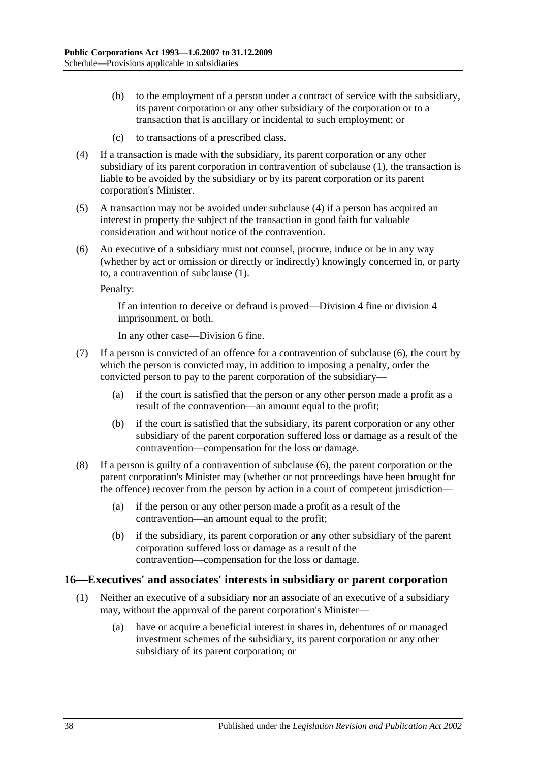(b) to the employment of a person under a contract of service with the subsidiary, its parent corporation or any other subsidiary of the corporation or to a transaction that is ancillary or incidental to such employment; or

(c) to transactions of a prescribed class.

(4) If a transaction is made with the subsidiary, its parent corporation or any other subsidiary of its parent corporation in contravention of subclause (1), the transaction is liable to be avoided by the subsidiary or by its parent corporation or its parent corporation's Minister.

(5) A transaction may not be avoided under subclause (4) if a person has acquired an interest in property the subject of the transaction in good faith for valuable consideration and without notice of the contravention.

(6) An executive of a subsidiary must not counsel, procure, induce or be in any way (whether by act or omission or directly or indirectly) knowingly concerned in, or party to, a contravention of subclause (1).

Penalty:

If an intention to deceive or defraud is proved—Division 4 fine or division 4 imprisonment, or both.

In any other case—Division 6 fine.

(7) If a person is convicted of an offence for a contravention of subclause (6), the court by which the person is convicted may, in addition to imposing a penalty, order the convicted person to pay to the parent corporation of the subsidiary—

(a) if the court is satisfied that the person or any other person made a profit as a result of the contravention—an amount equal to the profit;

(b) if the court is satisfied that the subsidiary, its parent corporation or any other subsidiary of the parent corporation suffered loss or damage as a result of the contravention—compensation for the loss or damage.

(8) If a person is guilty of a contravention of subclause (6), the parent corporation or the parent corporation's Minister may (whether or not proceedings have been brought for the offence) recover from the person by action in a court of competent jurisdiction—

(a) if the person or any other person made a profit as a result of the contravention—an amount equal to the profit;

(b) if the subsidiary, its parent corporation or any other subsidiary of the parent corporation suffered loss or damage as a result of the contravention—compensation for the loss or damage.

## 16—Executives' and associates' interests in subsidiary or parent corporation

(1) Neither an executive of a subsidiary nor an associate of an executive of a subsidiary may, without the approval of the parent corporation's Minister—

(a) have or acquire a beneficial interest in shares in, debentures of or managed investment schemes of the subsidiary, its parent corporation or any other subsidiary of its parent corporation; or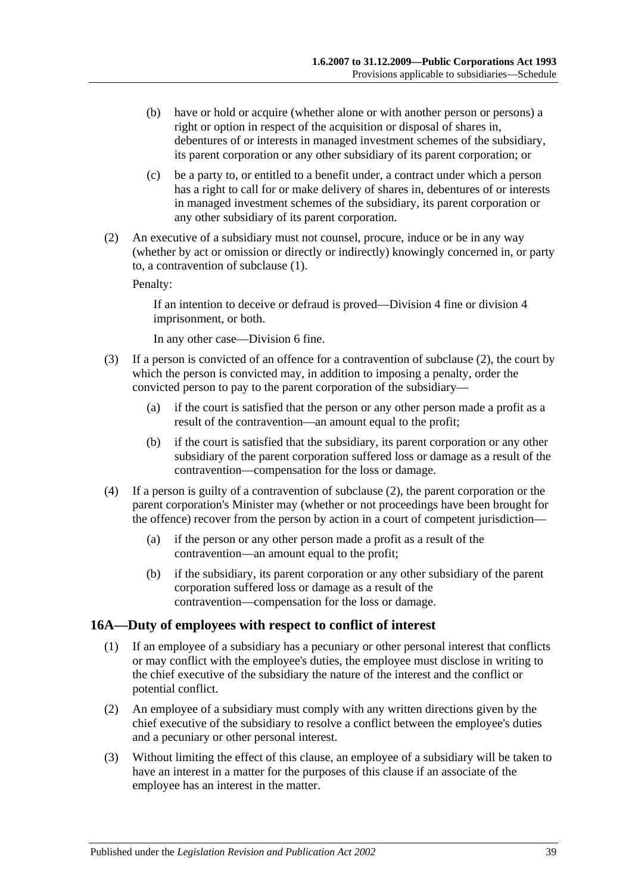(b) have or hold or acquire (whether alone or with another person or persons) a right or option in respect of the acquisition or disposal of shares in, debentures of or interests in managed investment schemes of the subsidiary, its parent corporation or any other subsidiary of its parent corporation; or

(c) be a party to, or entitled to a benefit under, a contract under which a person has a right to call for or make delivery of shares in, debentures of or interests in managed investment schemes of the subsidiary, its parent corporation or any other subsidiary of its parent corporation.

(2) An executive of a subsidiary must not counsel, procure, induce or be in any way (whether by act or omission or directly or indirectly) knowingly concerned in, or party to, a contravention of subclause (1).

Penalty:

If an intention to deceive or defraud is proved—Division 4 fine or division 4 imprisonment, or both.

In any other case—Division 6 fine.

(3) If a person is convicted of an offence for a contravention of subclause (2), the court by which the person is convicted may, in addition to imposing a penalty, order the convicted person to pay to the parent corporation of the subsidiary—

(a) if the court is satisfied that the person or any other person made a profit as a result of the contravention—an amount equal to the profit;

(b) if the court is satisfied that the subsidiary, its parent corporation or any other subsidiary of the parent corporation suffered loss or damage as a result of the contravention—compensation for the loss or damage.

(4) If a person is guilty of a contravention of subclause (2), the parent corporation or the parent corporation's Minister may (whether or not proceedings have been brought for the offence) recover from the person by action in a court of competent jurisdiction—

(a) if the person or any other person made a profit as a result of the contravention—an amount equal to the profit;

(b) if the subsidiary, its parent corporation or any other subsidiary of the parent corporation suffered loss or damage as a result of the contravention—compensation for the loss or damage.

## 16A—Duty of employees with respect to conflict of interest

(1) If an employee of a subsidiary has a pecuniary or other personal interest that conflicts or may conflict with the employee's duties, the employee must disclose in writing to the chief executive of the subsidiary the nature of the interest and the conflict or potential conflict.

(2) An employee of a subsidiary must comply with any written directions given by the chief executive of the subsidiary to resolve a conflict between the employee's duties and a pecuniary or other personal interest.

(3) Without limiting the effect of this clause, an employee of a subsidiary will be taken to have an interest in a matter for the purposes of this clause if an associate of the employee has an interest in the matter.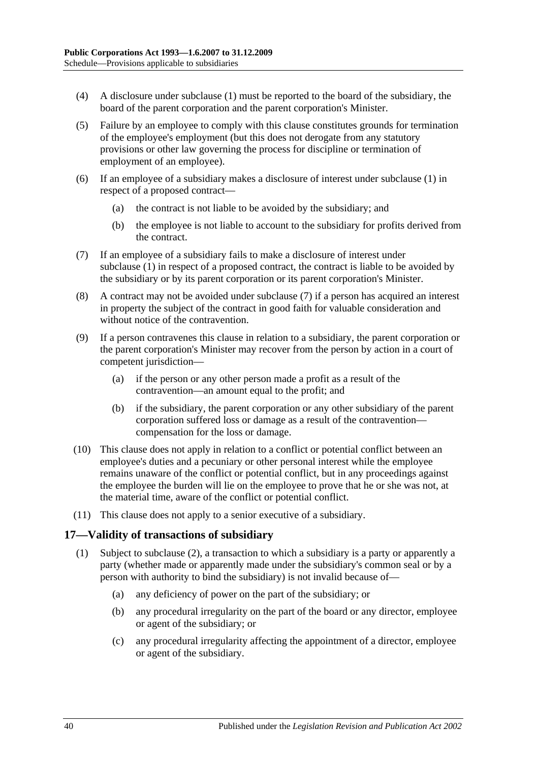(4) A disclosure under subclause (1) must be reported to the board of the subsidiary, the board of the parent corporation and the parent corporation's Minister.

(5) Failure by an employee to comply with this clause constitutes grounds for termination of the employee's employment (but this does not derogate from any statutory provisions or other law governing the process for discipline or termination of employment of an employee).

(6) If an employee of a subsidiary makes a disclosure of interest under subclause (1) in respect of a proposed contract—

(a) the contract is not liable to be avoided by the subsidiary; and

(b) the employee is not liable to account to the subsidiary for profits derived from the contract.

(7) If an employee of a subsidiary fails to make a disclosure of interest under subclause (1) in respect of a proposed contract, the contract is liable to be avoided by the subsidiary or by its parent corporation or its parent corporation's Minister.

(8) A contract may not be avoided under subclause (7) if a person has acquired an interest in property the subject of the contract in good faith for valuable consideration and without notice of the contravention.

(9) If a person contravenes this clause in relation to a subsidiary, the parent corporation or the parent corporation's Minister may recover from the person by action in a court of competent jurisdiction—

(a) if the person or any other person made a profit as a result of the contravention—an amount equal to the profit; and

(b) if the subsidiary, the parent corporation or any other subsidiary of the parent corporation suffered loss or damage as a result of the contravention—compensation for the loss or damage.

(10) This clause does not apply in relation to a conflict or potential conflict between an employee's duties and a pecuniary or other personal interest while the employee remains unaware of the conflict or potential conflict, but in any proceedings against the employee the burden will lie on the employee to prove that he or she was not, at the material time, aware of the conflict or potential conflict.

(11) This clause does not apply to a senior executive of a subsidiary.

## 17—Validity of transactions of subsidiary

(1) Subject to subclause (2), a transaction to which a subsidiary is a party or apparently a party (whether made or apparently made under the subsidiary's common seal or by a person with authority to bind the subsidiary) is not invalid because of—

(a) any deficiency of power on the part of the subsidiary; or

(b) any procedural irregularity on the part of the board or any director, employee or agent of the subsidiary; or

(c) any procedural irregularity affecting the appointment of a director, employee or agent of the subsidiary.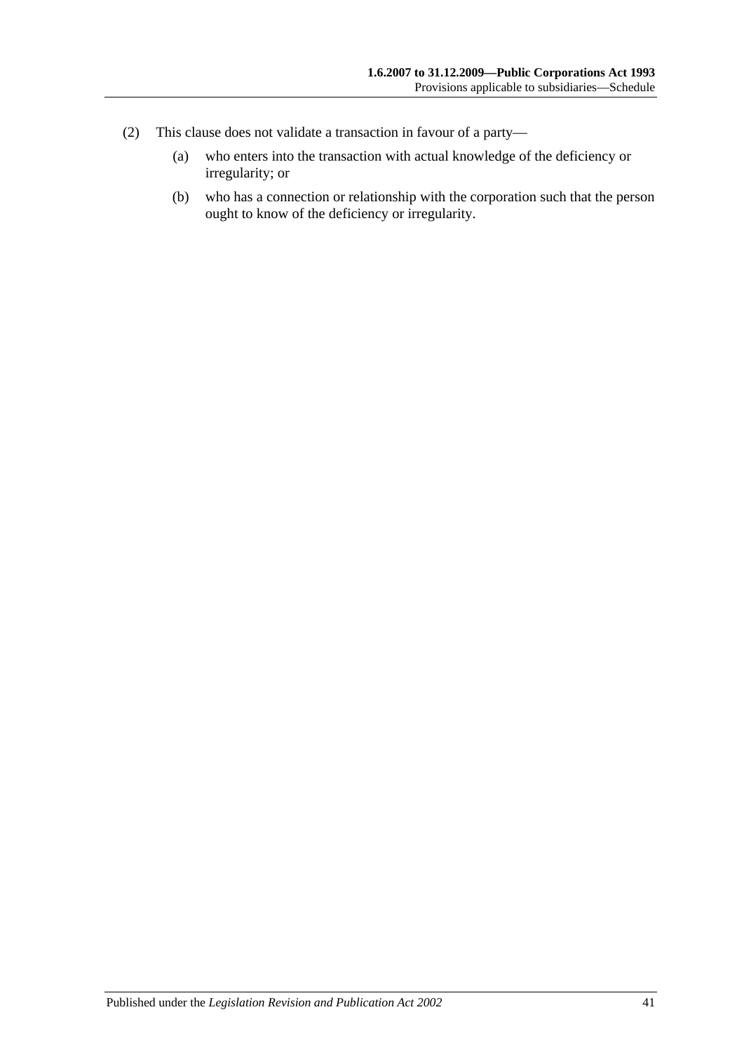(2) This clause does not validate a transaction in favour of a party—

(a) who enters into the transaction with actual knowledge of the deficiency or irregularity; or

(b) who has a connection or relationship with the corporation such that the person ought to know of the deficiency or irregularity.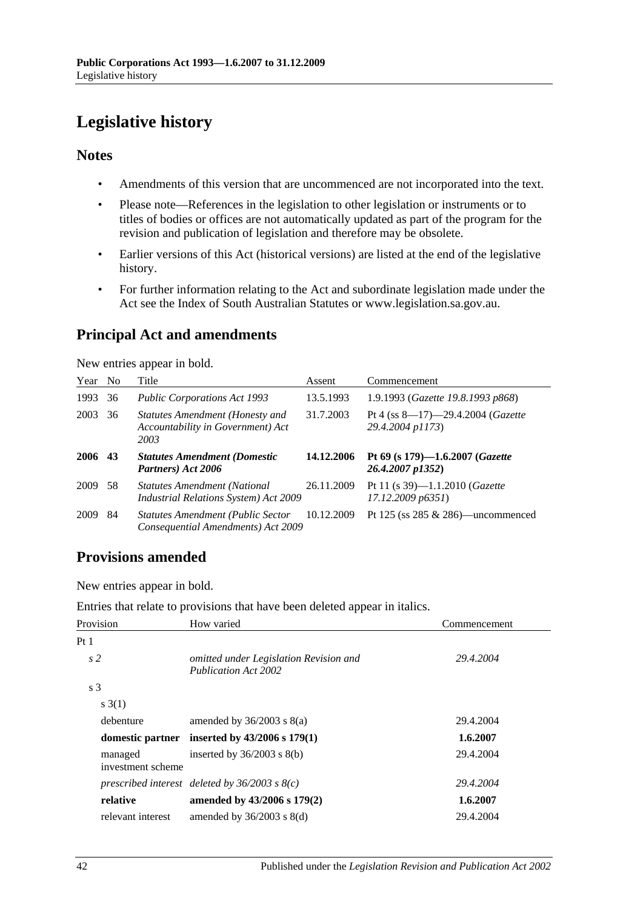# Legislative history

## Notes

- Amendments of this version that are uncommenced are not incorporated into the text.
- Please note—References in the legislation to other legislation or instruments or to titles of bodies or offices are not automatically updated as part of the program for the revision and publication of legislation and therefore may be obsolete.
- Earlier versions of this Act (historical versions) are listed at the end of the legislative history.
- For further information relating to the Act and subordinate legislation made under the Act see the Index of South Australian Statutes or www.legislation.sa.gov.au.

## Principal Act and amendments

New entries appear in bold.

| Year | No | Title | Assent | Commencement |
|---|---|---|---|---|
| 1993 | 36 | *Public Corporations Act 1993* | 13.5.1993 | 1.9.1993 (*Gazette 19.8.1993 p868*) |
| 2003 | 36 | *Statutes Amendment (Honesty and Accountability in Government) Act 2003* | 31.7.2003 | Pt 4 (ss 8—17)—29.4.2004 (*Gazette 29.4.2004 p1173*) |
| **2006** | **43** | ***Statutes Amendment (Domestic Partners) Act 2006*** | **14.12.2006** | **Pt 69 (s 179)—1.6.2007 (*Gazette 26.4.2007 p1352*)** |
| 2009 | 58 | *Statutes Amendment (National Industrial Relations System) Act 2009* | 26.11.2009 | Pt 11 (s 39)—1.1.2010 (*Gazette 17.12.2009 p6351*) |
| 2009 | 84 | *Statutes Amendment (Public Sector Consequential Amendments) Act 2009* | 10.12.2009 | Pt 125 (ss 285 & 286)—uncommenced |

## Provisions amended

New entries appear in bold.

Entries that relate to provisions that have been deleted appear in italics.

| Provision | How varied | Commencement |
|---|---|---|
| Pt 1 | | |
| *s 2* | *omitted under Legislation Revision and Publication Act 2002* | *29.4.2004* |
| s 3 | | |
| s 3(1) | | |
| debenture | amended by 36/2003 s 8(a) | 29.4.2004 |
| **domestic partner** | **inserted by 43/2006 s 179(1)** | **1.6.2007** |
| managed investment scheme | inserted by 36/2003 s 8(b) | 29.4.2004 |
| *prescribed interest* | *deleted by 36/2003 s 8(c)* | *29.4.2004* |
| **relative** | **amended by 43/2006 s 179(2)** | **1.6.2007** |
| relevant interest | amended by 36/2003 s 8(d) | 29.4.2004 |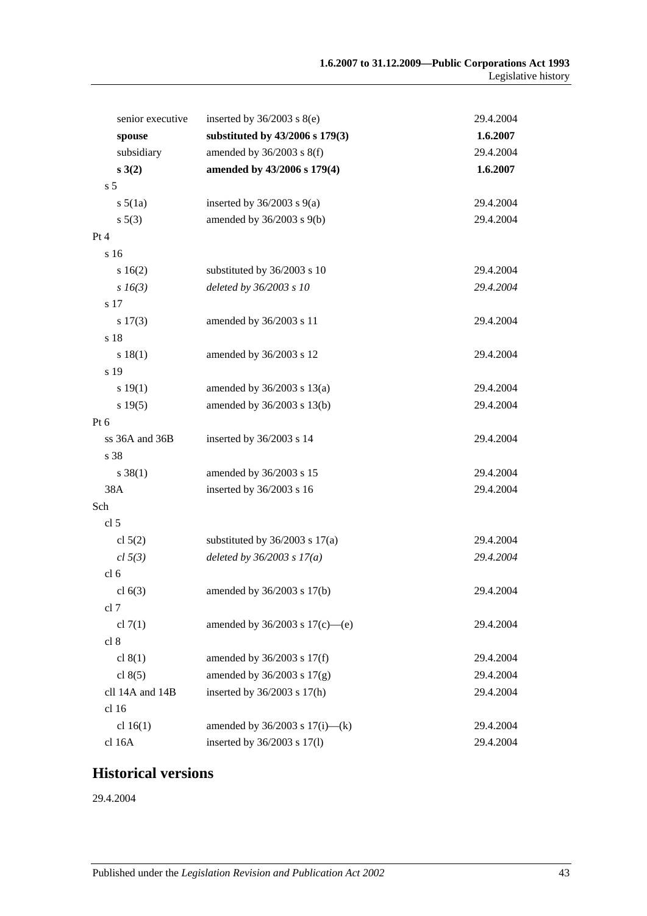| | | |
|---|---|---|
| senior executive | inserted by 36/2003 s 8(e) | 29.4.2004 |
| **spouse** | **substituted by 43/2006 s 179(3)** | **1.6.2007** |
| subsidiary | amended by 36/2003 s 8(f) | 29.4.2004 |
| **s 3(2)** | **amended by 43/2006 s 179(4)** | **1.6.2007** |
| s 5 | | |
| s 5(1a) | inserted by 36/2003 s 9(a) | 29.4.2004 |
| s 5(3) | amended by 36/2003 s 9(b) | 29.4.2004 |
| Pt 4 | | |
| s 16 | | |
| s 16(2) | substituted by 36/2003 s 10 | 29.4.2004 |
| *s 16(3)* | *deleted by 36/2003 s 10* | *29.4.2004* |
| s 17 | | |
| s 17(3) | amended by 36/2003 s 11 | 29.4.2004 |
| s 18 | | |
| s 18(1) | amended by 36/2003 s 12 | 29.4.2004 |
| s 19 | | |
| s 19(1) | amended by 36/2003 s 13(a) | 29.4.2004 |
| s 19(5) | amended by 36/2003 s 13(b) | 29.4.2004 |
| Pt 6 | | |
| ss 36A and 36B | inserted by 36/2003 s 14 | 29.4.2004 |
| s 38 | | |
| s 38(1) | amended by 36/2003 s 15 | 29.4.2004 |
| 38A | inserted by 36/2003 s 16 | 29.4.2004 |
| Sch | | |
| cl 5 | | |
| cl 5(2) | substituted by 36/2003 s 17(a) | 29.4.2004 |
| *cl 5(3)* | *deleted by 36/2003 s 17(a)* | *29.4.2004* |
| cl 6 | | |
| cl 6(3) | amended by 36/2003 s 17(b) | 29.4.2004 |
| cl 7 | | |
| cl 7(1) | amended by 36/2003 s 17(c)—(e) | 29.4.2004 |
| cl 8 | | |
| cl 8(1) | amended by 36/2003 s 17(f) | 29.4.2004 |
| cl 8(5) | amended by 36/2003 s 17(g) | 29.4.2004 |
| cll 14A and 14B | inserted by 36/2003 s 17(h) | 29.4.2004 |
| cl 16 | | |
| cl 16(1) | amended by 36/2003 s 17(i)—(k) | 29.4.2004 |
| cl 16A | inserted by 36/2003 s 17(l) | 29.4.2004 |

## Historical versions

29.4.2004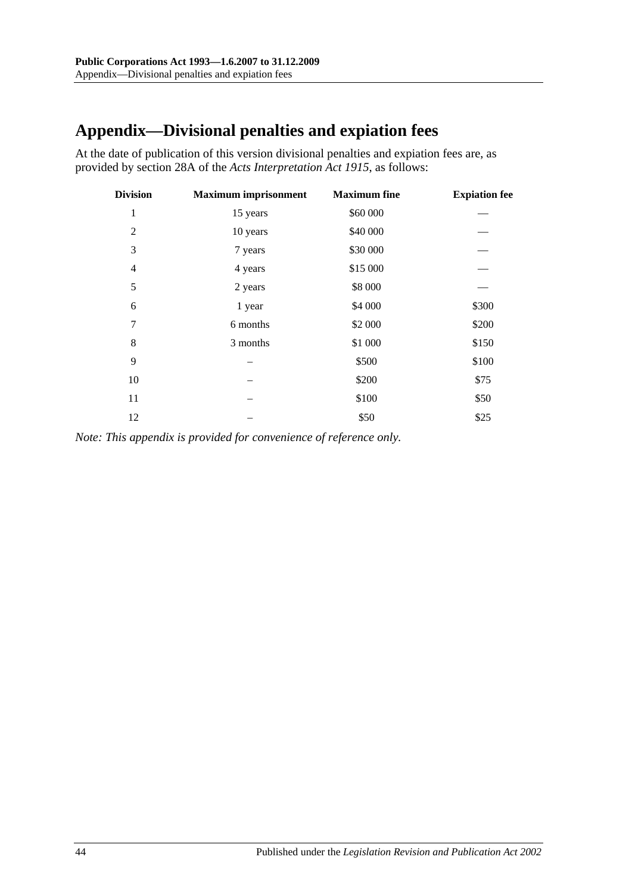# Appendix—Divisional penalties and expiation fees

At the date of publication of this version divisional penalties and expiation fees are, as provided by section 28A of the *Acts Interpretation Act 1915*, as follows:

| Division | Maximum imprisonment | Maximum fine | Expiation fee |
|---|---|---|---|
| 1 | 15 years | $60 000 | — |
| 2 | 10 years | $40 000 | — |
| 3 | 7 years | $30 000 | — |
| 4 | 4 years | $15 000 | — |
| 5 | 2 years | $8 000 | — |
| 6 | 1 year | $4 000 | $300 |
| 7 | 6 months | $2 000 | $200 |
| 8 | 3 months | $1 000 | $150 |
| 9 | – | $500 | $100 |
| 10 | – | $200 | $75 |
| 11 | – | $100 | $50 |
| 12 | – | $50 | $25 |

*Note: This appendix is provided for convenience of reference only.*